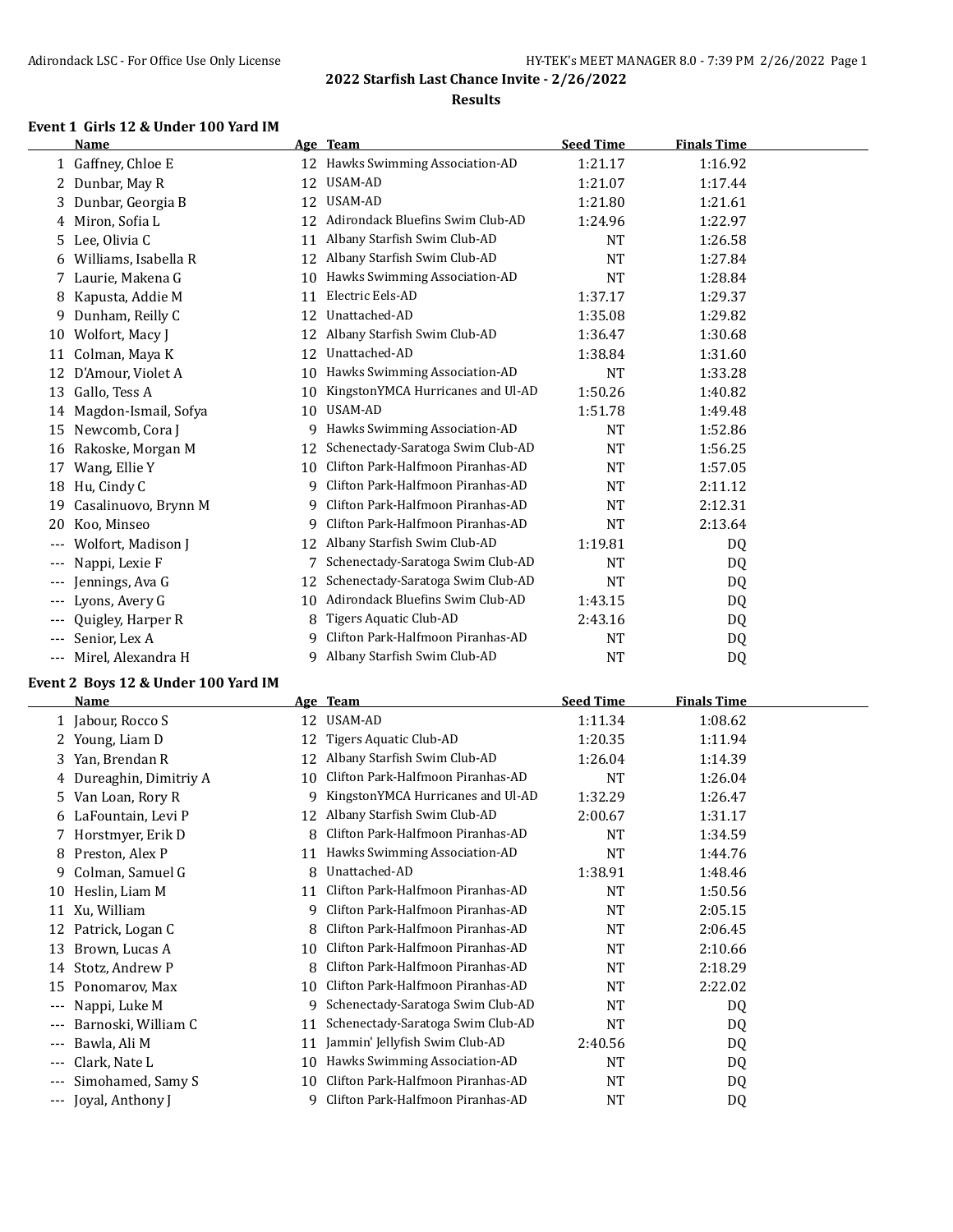## 2022 Starfish Last Chance Invite - 2/26/2022

### Results

#### Event 1 Girls 12 & Under 100 Yard IM

| | Name | Age | Team | Seed Time | Finals Time |
|---|---|---|---|---|---|
| 1 | Gaffney, Chloe E | 12 | Hawks Swimming Association-AD | 1:21.17 | 1:16.92 |
| 2 | Dunbar, May R | 12 | USAM-AD | 1:21.07 | 1:17.44 |
| 3 | Dunbar, Georgia B | 12 | USAM-AD | 1:21.80 | 1:21.61 |
| 4 | Miron, Sofia L | 12 | Adirondack Bluefins Swim Club-AD | 1:24.96 | 1:22.97 |
| 5 | Lee, Olivia C | 11 | Albany Starfish Swim Club-AD | NT | 1:26.58 |
| 6 | Williams, Isabella R | 12 | Albany Starfish Swim Club-AD | NT | 1:27.84 |
| 7 | Laurie, Makena G | 10 | Hawks Swimming Association-AD | NT | 1:28.84 |
| 8 | Kapusta, Addie M | 11 | Electric Eels-AD | 1:37.17 | 1:29.37 |
| 9 | Dunham, Reilly C | 12 | Unattached-AD | 1:35.08 | 1:29.82 |
| 10 | Wolfort, Macy J | 12 | Albany Starfish Swim Club-AD | 1:36.47 | 1:30.68 |
| 11 | Colman, Maya K | 12 | Unattached-AD | 1:38.84 | 1:31.60 |
| 12 | D'Amour, Violet A | 10 | Hawks Swimming Association-AD | NT | 1:33.28 |
| 13 | Gallo, Tess A | 10 | KingstonYMCA Hurricanes and Ul-AD | 1:50.26 | 1:40.82 |
| 14 | Magdon-Ismail, Sofya | 10 | USAM-AD | 1:51.78 | 1:49.48 |
| 15 | Newcomb, Cora J | 9 | Hawks Swimming Association-AD | NT | 1:52.86 |
| 16 | Rakoske, Morgan M | 12 | Schenectady-Saratoga Swim Club-AD | NT | 1:56.25 |
| 17 | Wang, Ellie Y | 10 | Clifton Park-Halfmoon Piranhas-AD | NT | 1:57.05 |
| 18 | Hu, Cindy C | 9 | Clifton Park-Halfmoon Piranhas-AD | NT | 2:11.12 |
| 19 | Casalinuovo, Brynn M | 9 | Clifton Park-Halfmoon Piranhas-AD | NT | 2:12.31 |
| 20 | Koo, Minseo | 9 | Clifton Park-Halfmoon Piranhas-AD | NT | 2:13.64 |
| --- | Wolfort, Madison J | 12 | Albany Starfish Swim Club-AD | 1:19.81 | DQ |
| --- | Nappi, Lexie F | 7 | Schenectady-Saratoga Swim Club-AD | NT | DQ |
| --- | Jennings, Ava G | 12 | Schenectady-Saratoga Swim Club-AD | NT | DQ |
| --- | Lyons, Avery G | 10 | Adirondack Bluefins Swim Club-AD | 1:43.15 | DQ |
| --- | Quigley, Harper R | 8 | Tigers Aquatic Club-AD | 2:43.16 | DQ |
| --- | Senior, Lex A | 9 | Clifton Park-Halfmoon Piranhas-AD | NT | DQ |
| --- | Mirel, Alexandra H | 9 | Albany Starfish Swim Club-AD | NT | DQ |

#### Event 2 Boys 12 & Under 100 Yard IM

| | Name | Age | Team | Seed Time | Finals Time |
|---|---|---|---|---|---|
| 1 | Jabour, Rocco S | 12 | USAM-AD | 1:11.34 | 1:08.62 |
| 2 | Young, Liam D | 12 | Tigers Aquatic Club-AD | 1:20.35 | 1:11.94 |
| 3 | Yan, Brendan R | 12 | Albany Starfish Swim Club-AD | 1:26.04 | 1:14.39 |
| 4 | Dureaghin, Dimitriy A | 10 | Clifton Park-Halfmoon Piranhas-AD | NT | 1:26.04 |
| 5 | Van Loan, Rory R | 9 | KingstonYMCA Hurricanes and Ul-AD | 1:32.29 | 1:26.47 |
| 6 | LaFountain, Levi P | 12 | Albany Starfish Swim Club-AD | 2:00.67 | 1:31.17 |
| 7 | Horstmyer, Erik D | 8 | Clifton Park-Halfmoon Piranhas-AD | NT | 1:34.59 |
| 8 | Preston, Alex P | 11 | Hawks Swimming Association-AD | NT | 1:44.76 |
| 9 | Colman, Samuel G | 8 | Unattached-AD | 1:38.91 | 1:48.46 |
| 10 | Heslin, Liam M | 11 | Clifton Park-Halfmoon Piranhas-AD | NT | 1:50.56 |
| 11 | Xu, William | 9 | Clifton Park-Halfmoon Piranhas-AD | NT | 2:05.15 |
| 12 | Patrick, Logan C | 8 | Clifton Park-Halfmoon Piranhas-AD | NT | 2:06.45 |
| 13 | Brown, Lucas A | 10 | Clifton Park-Halfmoon Piranhas-AD | NT | 2:10.66 |
| 14 | Stotz, Andrew P | 8 | Clifton Park-Halfmoon Piranhas-AD | NT | 2:18.29 |
| 15 | Ponomarov, Max | 10 | Clifton Park-Halfmoon Piranhas-AD | NT | 2:22.02 |
| --- | Nappi, Luke M | 9 | Schenectady-Saratoga Swim Club-AD | NT | DQ |
| --- | Barnoski, William C | 11 | Schenectady-Saratoga Swim Club-AD | NT | DQ |
| --- | Bawla, Ali M | 11 | Jammin' Jellyfish Swim Club-AD | 2:40.56 | DQ |
| --- | Clark, Nate L | 10 | Hawks Swimming Association-AD | NT | DQ |
| --- | Simohamed, Samy S | 10 | Clifton Park-Halfmoon Piranhas-AD | NT | DQ |
| --- | Joyal, Anthony J | 9 | Clifton Park-Halfmoon Piranhas-AD | NT | DQ |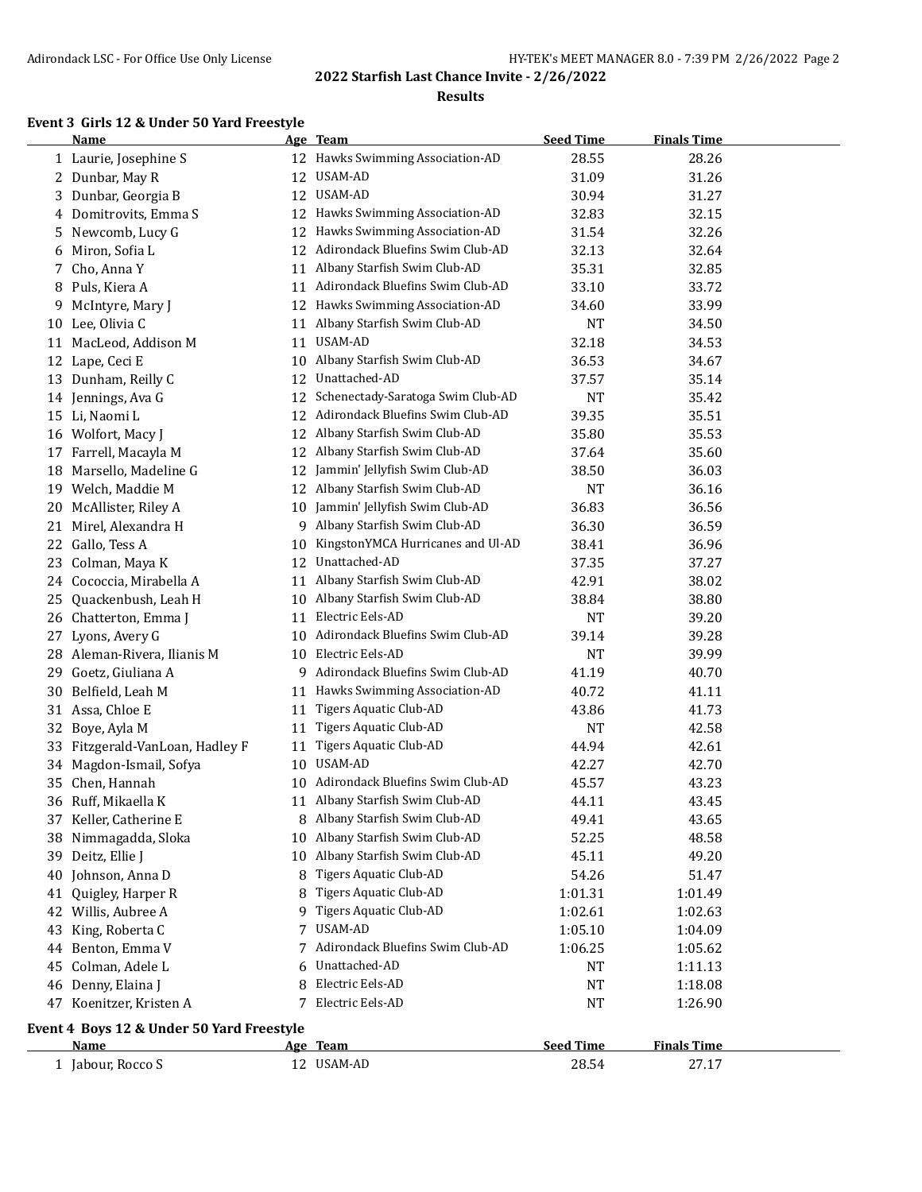**2022 Starfish Last Chance Invite - 2/26/2022**

**Results**

### Event 3 Girls 12 & Under 50 Yard Freestyle

| | Name | Age | Team | Seed Time | Finals Time |
|---|---|---|---|---|---|
| 1 | Laurie, Josephine S | 12 | Hawks Swimming Association-AD | 28.55 | 28.26 |
| 2 | Dunbar, May R | 12 | USAM-AD | 31.09 | 31.26 |
| 3 | Dunbar, Georgia B | 12 | USAM-AD | 30.94 | 31.27 |
| 4 | Domitrovits, Emma S | 12 | Hawks Swimming Association-AD | 32.83 | 32.15 |
| 5 | Newcomb, Lucy G | 12 | Hawks Swimming Association-AD | 31.54 | 32.26 |
| 6 | Miron, Sofia L | 12 | Adirondack Bluefins Swim Club-AD | 32.13 | 32.64 |
| 7 | Cho, Anna Y | 11 | Albany Starfish Swim Club-AD | 35.31 | 32.85 |
| 8 | Puls, Kiera A | 11 | Adirondack Bluefins Swim Club-AD | 33.10 | 33.72 |
| 9 | McIntyre, Mary J | 12 | Hawks Swimming Association-AD | 34.60 | 33.99 |
| 10 | Lee, Olivia C | 11 | Albany Starfish Swim Club-AD | NT | 34.50 |
| 11 | MacLeod, Addison M | 11 | USAM-AD | 32.18 | 34.53 |
| 12 | Lape, Ceci E | 10 | Albany Starfish Swim Club-AD | 36.53 | 34.67 |
| 13 | Dunham, Reilly C | 12 | Unattached-AD | 37.57 | 35.14 |
| 14 | Jennings, Ava G | 12 | Schenectady-Saratoga Swim Club-AD | NT | 35.42 |
| 15 | Li, Naomi L | 12 | Adirondack Bluefins Swim Club-AD | 39.35 | 35.51 |
| 16 | Wolfort, Macy J | 12 | Albany Starfish Swim Club-AD | 35.80 | 35.53 |
| 17 | Farrell, Macayla M | 12 | Albany Starfish Swim Club-AD | 37.64 | 35.60 |
| 18 | Marsello, Madeline G | 12 | Jammin' Jellyfish Swim Club-AD | 38.50 | 36.03 |
| 19 | Welch, Maddie M | 12 | Albany Starfish Swim Club-AD | NT | 36.16 |
| 20 | McAllister, Riley A | 10 | Jammin' Jellyfish Swim Club-AD | 36.83 | 36.56 |
| 21 | Mirel, Alexandra H | 9 | Albany Starfish Swim Club-AD | 36.30 | 36.59 |
| 22 | Gallo, Tess A | 10 | KingstonYMCA Hurricanes and Ul-AD | 38.41 | 36.96 |
| 23 | Colman, Maya K | 12 | Unattached-AD | 37.35 | 37.27 |
| 24 | Cococcia, Mirabella A | 11 | Albany Starfish Swim Club-AD | 42.91 | 38.02 |
| 25 | Quackenbush, Leah H | 10 | Albany Starfish Swim Club-AD | 38.84 | 38.80 |
| 26 | Chatterton, Emma J | 11 | Electric Eels-AD | NT | 39.20 |
| 27 | Lyons, Avery G | 10 | Adirondack Bluefins Swim Club-AD | 39.14 | 39.28 |
| 28 | Aleman-Rivera, Ilianis M | 10 | Electric Eels-AD | NT | 39.99 |
| 29 | Goetz, Giuliana A | 9 | Adirondack Bluefins Swim Club-AD | 41.19 | 40.70 |
| 30 | Belfield, Leah M | 11 | Hawks Swimming Association-AD | 40.72 | 41.11 |
| 31 | Assa, Chloe E | 11 | Tigers Aquatic Club-AD | 43.86 | 41.73 |
| 32 | Boye, Ayla M | 11 | Tigers Aquatic Club-AD | NT | 42.58 |
| 33 | Fitzgerald-VanLoan, Hadley F | 11 | Tigers Aquatic Club-AD | 44.94 | 42.61 |
| 34 | Magdon-Ismail, Sofya | 10 | USAM-AD | 42.27 | 42.70 |
| 35 | Chen, Hannah | 10 | Adirondack Bluefins Swim Club-AD | 45.57 | 43.23 |
| 36 | Ruff, Mikaella K | 11 | Albany Starfish Swim Club-AD | 44.11 | 43.45 |
| 37 | Keller, Catherine E | 8 | Albany Starfish Swim Club-AD | 49.41 | 43.65 |
| 38 | Nimmagadda, Sloka | 10 | Albany Starfish Swim Club-AD | 52.25 | 48.58 |
| 39 | Deitz, Ellie J | 10 | Albany Starfish Swim Club-AD | 45.11 | 49.20 |
| 40 | Johnson, Anna D | 8 | Tigers Aquatic Club-AD | 54.26 | 51.47 |
| 41 | Quigley, Harper R | 8 | Tigers Aquatic Club-AD | 1:01.31 | 1:01.49 |
| 42 | Willis, Aubree A | 9 | Tigers Aquatic Club-AD | 1:02.61 | 1:02.63 |
| 43 | King, Roberta C | 7 | USAM-AD | 1:05.10 | 1:04.09 |
| 44 | Benton, Emma V | 7 | Adirondack Bluefins Swim Club-AD | 1:06.25 | 1:05.62 |
| 45 | Colman, Adele L | 6 | Unattached-AD | NT | 1:11.13 |
| 46 | Denny, Elaina J | 8 | Electric Eels-AD | NT | 1:18.08 |
| 47 | Koenitzer, Kristen A | 7 | Electric Eels-AD | NT | 1:26.90 |

### Event 4 Boys 12 & Under 50 Yard Freestyle

| | Name | Age | Team | Seed Time | Finals Time |
|---|---|---|---|---|---|
| 1 | Jabour, Rocco S | 12 | USAM-AD | 28.54 | 27.17 |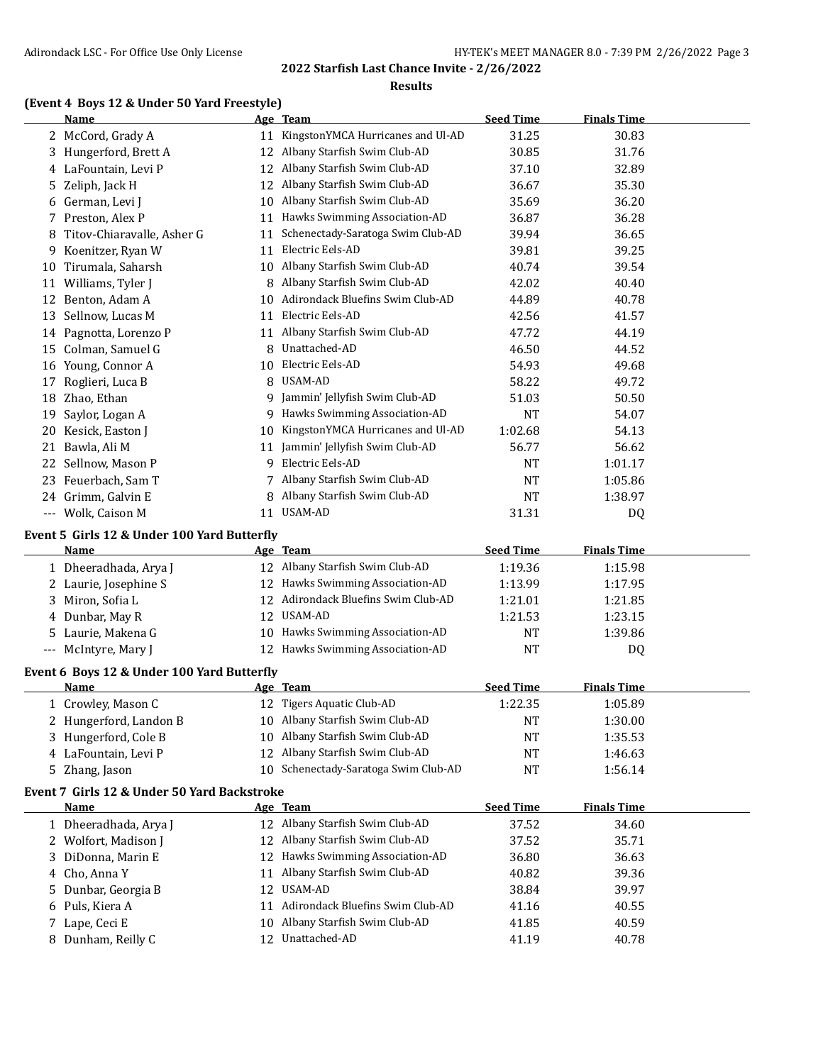## 2022 Starfish Last Chance Invite - 2/26/2022

### Results

### (Event 4 Boys 12 & Under 50 Yard Freestyle)

| | Name | Age | Team | Seed Time | Finals Time |
|---|---|---|---|---|---|
| 2 | McCord, Grady A | 11 | KingstonYMCA Hurricanes and Ul-AD | 31.25 | 30.83 |
| 3 | Hungerford, Brett A | 12 | Albany Starfish Swim Club-AD | 30.85 | 31.76 |
| 4 | LaFountain, Levi P | 12 | Albany Starfish Swim Club-AD | 37.10 | 32.89 |
| 5 | Zeliph, Jack H | 12 | Albany Starfish Swim Club-AD | 36.67 | 35.30 |
| 6 | German, Levi J | 10 | Albany Starfish Swim Club-AD | 35.69 | 36.20 |
| 7 | Preston, Alex P | 11 | Hawks Swimming Association-AD | 36.87 | 36.28 |
| 8 | Titov-Chiaravalle, Asher G | 11 | Schenectady-Saratoga Swim Club-AD | 39.94 | 36.65 |
| 9 | Koenitzer, Ryan W | 11 | Electric Eels-AD | 39.81 | 39.25 |
| 10 | Tirumala, Saharsh | 10 | Albany Starfish Swim Club-AD | 40.74 | 39.54 |
| 11 | Williams, Tyler J | 8 | Albany Starfish Swim Club-AD | 42.02 | 40.40 |
| 12 | Benton, Adam A | 10 | Adirondack Bluefins Swim Club-AD | 44.89 | 40.78 |
| 13 | Sellnow, Lucas M | 11 | Electric Eels-AD | 42.56 | 41.57 |
| 14 | Pagnotta, Lorenzo P | 11 | Albany Starfish Swim Club-AD | 47.72 | 44.19 |
| 15 | Colman, Samuel G | 8 | Unattached-AD | 46.50 | 44.52 |
| 16 | Young, Connor A | 10 | Electric Eels-AD | 54.93 | 49.68 |
| 17 | Roglieri, Luca B | 8 | USAM-AD | 58.22 | 49.72 |
| 18 | Zhao, Ethan | 9 | Jammin' Jellyfish Swim Club-AD | 51.03 | 50.50 |
| 19 | Saylor, Logan A | 9 | Hawks Swimming Association-AD | NT | 54.07 |
| 20 | Kesick, Easton J | 10 | KingstonYMCA Hurricanes and Ul-AD | 1:02.68 | 54.13 |
| 21 | Bawla, Ali M | 11 | Jammin' Jellyfish Swim Club-AD | 56.77 | 56.62 |
| 22 | Sellnow, Mason P | 9 | Electric Eels-AD | NT | 1:01.17 |
| 23 | Feuerbach, Sam T | 7 | Albany Starfish Swim Club-AD | NT | 1:05.86 |
| 24 | Grimm, Galvin E | 8 | Albany Starfish Swim Club-AD | NT | 1:38.97 |
| --- | Wolk, Caison M | 11 | USAM-AD | 31.31 | DQ |

### Event 5 Girls 12 & Under 100 Yard Butterfly

| | Name | Age | Team | Seed Time | Finals Time |
|---|---|---|---|---|---|
| 1 | Dheeradhada, Arya J | 12 | Albany Starfish Swim Club-AD | 1:19.36 | 1:15.98 |
| 2 | Laurie, Josephine S | 12 | Hawks Swimming Association-AD | 1:13.99 | 1:17.95 |
| 3 | Miron, Sofia L | 12 | Adirondack Bluefins Swim Club-AD | 1:21.01 | 1:21.85 |
| 4 | Dunbar, May R | 12 | USAM-AD | 1:21.53 | 1:23.15 |
| 5 | Laurie, Makena G | 10 | Hawks Swimming Association-AD | NT | 1:39.86 |
| --- | McIntyre, Mary J | 12 | Hawks Swimming Association-AD | NT | DQ |

### Event 6 Boys 12 & Under 100 Yard Butterfly

| | Name | Age | Team | Seed Time | Finals Time |
|---|---|---|---|---|---|
| 1 | Crowley, Mason C | 12 | Tigers Aquatic Club-AD | 1:22.35 | 1:05.89 |
| 2 | Hungerford, Landon B | 10 | Albany Starfish Swim Club-AD | NT | 1:30.00 |
| 3 | Hungerford, Cole B | 10 | Albany Starfish Swim Club-AD | NT | 1:35.53 |
| 4 | LaFountain, Levi P | 12 | Albany Starfish Swim Club-AD | NT | 1:46.63 |
| 5 | Zhang, Jason | 10 | Schenectady-Saratoga Swim Club-AD | NT | 1:56.14 |

### Event 7 Girls 12 & Under 50 Yard Backstroke

| | Name | Age | Team | Seed Time | Finals Time |
|---|---|---|---|---|---|
| 1 | Dheeradhada, Arya J | 12 | Albany Starfish Swim Club-AD | 37.52 | 34.60 |
| 2 | Wolfort, Madison J | 12 | Albany Starfish Swim Club-AD | 37.52 | 35.71 |
| 3 | DiDonna, Marin E | 12 | Hawks Swimming Association-AD | 36.80 | 36.63 |
| 4 | Cho, Anna Y | 11 | Albany Starfish Swim Club-AD | 40.82 | 39.36 |
| 5 | Dunbar, Georgia B | 12 | USAM-AD | 38.84 | 39.97 |
| 6 | Puls, Kiera A | 11 | Adirondack Bluefins Swim Club-AD | 41.16 | 40.55 |
| 7 | Lape, Ceci E | 10 | Albany Starfish Swim Club-AD | 41.85 | 40.59 |
| 8 | Dunham, Reilly C | 12 | Unattached-AD | 41.19 | 40.78 |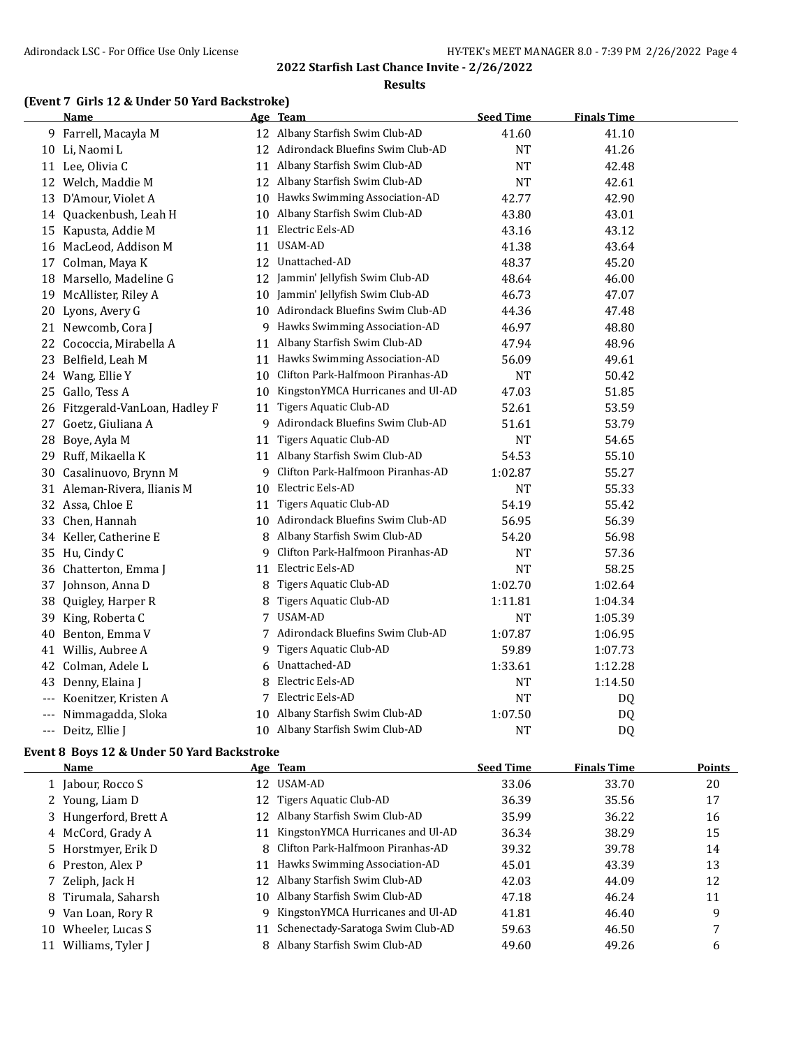## 2022 Starfish Last Chance Invite - 2/26/2022

### Results

**(Event 7 Girls 12 & Under 50 Yard Backstroke)**

| | Name | Age | Team | Seed Time | Finals Time |
|---|---|---|---|---|---|
| 9 | Farrell, Macayla M | 12 | Albany Starfish Swim Club-AD | 41.60 | 41.10 |
| 10 | Li, Naomi L | 12 | Adirondack Bluefins Swim Club-AD | NT | 41.26 |
| 11 | Lee, Olivia C | 11 | Albany Starfish Swim Club-AD | NT | 42.48 |
| 12 | Welch, Maddie M | 12 | Albany Starfish Swim Club-AD | NT | 42.61 |
| 13 | D'Amour, Violet A | 10 | Hawks Swimming Association-AD | 42.77 | 42.90 |
| 14 | Quackenbush, Leah H | 10 | Albany Starfish Swim Club-AD | 43.80 | 43.01 |
| 15 | Kapusta, Addie M | 11 | Electric Eels-AD | 43.16 | 43.12 |
| 16 | MacLeod, Addison M | 11 | USAM-AD | 41.38 | 43.64 |
| 17 | Colman, Maya K | 12 | Unattached-AD | 48.37 | 45.20 |
| 18 | Marsello, Madeline G | 12 | Jammin' Jellyfish Swim Club-AD | 48.64 | 46.00 |
| 19 | McAllister, Riley A | 10 | Jammin' Jellyfish Swim Club-AD | 46.73 | 47.07 |
| 20 | Lyons, Avery G | 10 | Adirondack Bluefins Swim Club-AD | 44.36 | 47.48 |
| 21 | Newcomb, Cora J | 9 | Hawks Swimming Association-AD | 46.97 | 48.80 |
| 22 | Cococcia, Mirabella A | 11 | Albany Starfish Swim Club-AD | 47.94 | 48.96 |
| 23 | Belfield, Leah M | 11 | Hawks Swimming Association-AD | 56.09 | 49.61 |
| 24 | Wang, Ellie Y | 10 | Clifton Park-Halfmoon Piranhas-AD | NT | 50.42 |
| 25 | Gallo, Tess A | 10 | KingstonYMCA Hurricanes and Ul-AD | 47.03 | 51.85 |
| 26 | Fitzgerald-VanLoan, Hadley F | 11 | Tigers Aquatic Club-AD | 52.61 | 53.59 |
| 27 | Goetz, Giuliana A | 9 | Adirondack Bluefins Swim Club-AD | 51.61 | 53.79 |
| 28 | Boye, Ayla M | 11 | Tigers Aquatic Club-AD | NT | 54.65 |
| 29 | Ruff, Mikaella K | 11 | Albany Starfish Swim Club-AD | 54.53 | 55.10 |
| 30 | Casalinuovo, Brynn M | 9 | Clifton Park-Halfmoon Piranhas-AD | 1:02.87 | 55.27 |
| 31 | Aleman-Rivera, Ilianis M | 10 | Electric Eels-AD | NT | 55.33 |
| 32 | Assa, Chloe E | 11 | Tigers Aquatic Club-AD | 54.19 | 55.42 |
| 33 | Chen, Hannah | 10 | Adirondack Bluefins Swim Club-AD | 56.95 | 56.39 |
| 34 | Keller, Catherine E | 8 | Albany Starfish Swim Club-AD | 54.20 | 56.98 |
| 35 | Hu, Cindy C | 9 | Clifton Park-Halfmoon Piranhas-AD | NT | 57.36 |
| 36 | Chatterton, Emma J | 11 | Electric Eels-AD | NT | 58.25 |
| 37 | Johnson, Anna D | 8 | Tigers Aquatic Club-AD | 1:02.70 | 1:02.64 |
| 38 | Quigley, Harper R | 8 | Tigers Aquatic Club-AD | 1:11.81 | 1:04.34 |
| 39 | King, Roberta C | 7 | USAM-AD | NT | 1:05.39 |
| 40 | Benton, Emma V | 7 | Adirondack Bluefins Swim Club-AD | 1:07.87 | 1:06.95 |
| 41 | Willis, Aubree A | 9 | Tigers Aquatic Club-AD | 59.89 | 1:07.73 |
| 42 | Colman, Adele L | 6 | Unattached-AD | 1:33.61 | 1:12.28 |
| 43 | Denny, Elaina J | 8 | Electric Eels-AD | NT | 1:14.50 |
| --- | Koenitzer, Kristen A | 7 | Electric Eels-AD | NT | DQ |
| --- | Nimmagadda, Sloka | 10 | Albany Starfish Swim Club-AD | 1:07.50 | DQ |
| --- | Deitz, Ellie J | 10 | Albany Starfish Swim Club-AD | NT | DQ |

**Event 8 Boys 12 & Under 50 Yard Backstroke**

| | Name | Age | Team | Seed Time | Finals Time | Points |
|---|---|---|---|---|---|---|
| 1 | Jabour, Rocco S | 12 | USAM-AD | 33.06 | 33.70 | 20 |
| 2 | Young, Liam D | 12 | Tigers Aquatic Club-AD | 36.39 | 35.56 | 17 |
| 3 | Hungerford, Brett A | 12 | Albany Starfish Swim Club-AD | 35.99 | 36.22 | 16 |
| 4 | McCord, Grady A | 11 | KingstonYMCA Hurricanes and Ul-AD | 36.34 | 38.29 | 15 |
| 5 | Horstmyer, Erik D | 8 | Clifton Park-Halfmoon Piranhas-AD | 39.32 | 39.78 | 14 |
| 6 | Preston, Alex P | 11 | Hawks Swimming Association-AD | 45.01 | 43.39 | 13 |
| 7 | Zeliph, Jack H | 12 | Albany Starfish Swim Club-AD | 42.03 | 44.09 | 12 |
| 8 | Tirumala, Saharsh | 10 | Albany Starfish Swim Club-AD | 47.18 | 46.24 | 11 |
| 9 | Van Loan, Rory R | 9 | KingstonYMCA Hurricanes and Ul-AD | 41.81 | 46.40 | 9 |
| 10 | Wheeler, Lucas S | 11 | Schenectady-Saratoga Swim Club-AD | 59.63 | 46.50 | 7 |
| 11 | Williams, Tyler J | 8 | Albany Starfish Swim Club-AD | 49.60 | 49.26 | 6 |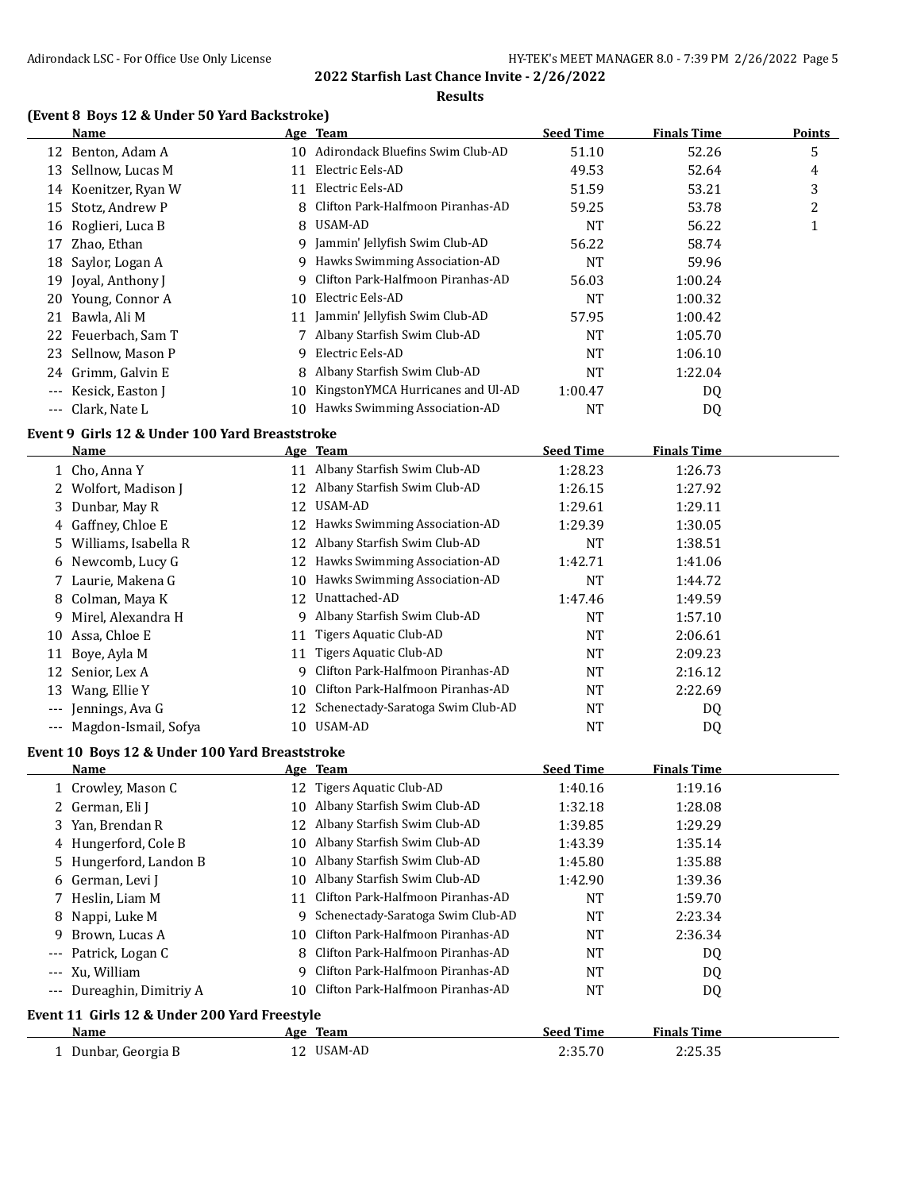## 2022 Starfish Last Chance Invite - 2/26/2022

### Results

#### (Event 8 Boys 12 & Under 50 Yard Backstroke)

| | Name | Age | Team | Seed Time | Finals Time | Points |
|---|---|---|---|---|---|---|
| 12 | Benton, Adam A | 10 | Adirondack Bluefins Swim Club-AD | 51.10 | 52.26 | 5 |
| 13 | Sellnow, Lucas M | 11 | Electric Eels-AD | 49.53 | 52.64 | 4 |
| 14 | Koenitzer, Ryan W | 11 | Electric Eels-AD | 51.59 | 53.21 | 3 |
| 15 | Stotz, Andrew P | 8 | Clifton Park-Halfmoon Piranhas-AD | 59.25 | 53.78 | 2 |
| 16 | Roglieri, Luca B | 8 | USAM-AD | NT | 56.22 | 1 |
| 17 | Zhao, Ethan | 9 | Jammin' Jellyfish Swim Club-AD | 56.22 | 58.74 | |
| 18 | Saylor, Logan A | 9 | Hawks Swimming Association-AD | NT | 59.96 | |
| 19 | Joyal, Anthony J | 9 | Clifton Park-Halfmoon Piranhas-AD | 56.03 | 1:00.24 | |
| 20 | Young, Connor A | 10 | Electric Eels-AD | NT | 1:00.32 | |
| 21 | Bawla, Ali M | 11 | Jammin' Jellyfish Swim Club-AD | 57.95 | 1:00.42 | |
| 22 | Feuerbach, Sam T | 7 | Albany Starfish Swim Club-AD | NT | 1:05.70 | |
| 23 | Sellnow, Mason P | 9 | Electric Eels-AD | NT | 1:06.10 | |
| 24 | Grimm, Galvin E | 8 | Albany Starfish Swim Club-AD | NT | 1:22.04 | |
| --- | Kesick, Easton J | 10 | KingstonYMCA Hurricanes and Ul-AD | 1:00.47 | DQ | |
| --- | Clark, Nate L | 10 | Hawks Swimming Association-AD | NT | DQ | |

#### Event 9 Girls 12 & Under 100 Yard Breaststroke

| | Name | Age | Team | Seed Time | Finals Time |
|---|---|---|---|---|---|
| 1 | Cho, Anna Y | 11 | Albany Starfish Swim Club-AD | 1:28.23 | 1:26.73 |
| 2 | Wolfort, Madison J | 12 | Albany Starfish Swim Club-AD | 1:26.15 | 1:27.92 |
| 3 | Dunbar, May R | 12 | USAM-AD | 1:29.61 | 1:29.11 |
| 4 | Gaffney, Chloe E | 12 | Hawks Swimming Association-AD | 1:29.39 | 1:30.05 |
| 5 | Williams, Isabella R | 12 | Albany Starfish Swim Club-AD | NT | 1:38.51 |
| 6 | Newcomb, Lucy G | 12 | Hawks Swimming Association-AD | 1:42.71 | 1:41.06 |
| 7 | Laurie, Makena G | 10 | Hawks Swimming Association-AD | NT | 1:44.72 |
| 8 | Colman, Maya K | 12 | Unattached-AD | 1:47.46 | 1:49.59 |
| 9 | Mirel, Alexandra H | 9 | Albany Starfish Swim Club-AD | NT | 1:57.10 |
| 10 | Assa, Chloe E | 11 | Tigers Aquatic Club-AD | NT | 2:06.61 |
| 11 | Boye, Ayla M | 11 | Tigers Aquatic Club-AD | NT | 2:09.23 |
| 12 | Senior, Lex A | 9 | Clifton Park-Halfmoon Piranhas-AD | NT | 2:16.12 |
| 13 | Wang, Ellie Y | 10 | Clifton Park-Halfmoon Piranhas-AD | NT | 2:22.69 |
| --- | Jennings, Ava G | 12 | Schenectady-Saratoga Swim Club-AD | NT | DQ |
| --- | Magdon-Ismail, Sofya | 10 | USAM-AD | NT | DQ |

#### Event 10 Boys 12 & Under 100 Yard Breaststroke

| | Name | Age | Team | Seed Time | Finals Time |
|---|---|---|---|---|---|
| 1 | Crowley, Mason C | 12 | Tigers Aquatic Club-AD | 1:40.16 | 1:19.16 |
| 2 | German, Eli J | 10 | Albany Starfish Swim Club-AD | 1:32.18 | 1:28.08 |
| 3 | Yan, Brendan R | 12 | Albany Starfish Swim Club-AD | 1:39.85 | 1:29.29 |
| 4 | Hungerford, Cole B | 10 | Albany Starfish Swim Club-AD | 1:43.39 | 1:35.14 |
| 5 | Hungerford, Landon B | 10 | Albany Starfish Swim Club-AD | 1:45.80 | 1:35.88 |
| 6 | German, Levi J | 10 | Albany Starfish Swim Club-AD | 1:42.90 | 1:39.36 |
| 7 | Heslin, Liam M | 11 | Clifton Park-Halfmoon Piranhas-AD | NT | 1:59.70 |
| 8 | Nappi, Luke M | 9 | Schenectady-Saratoga Swim Club-AD | NT | 2:23.34 |
| 9 | Brown, Lucas A | 10 | Clifton Park-Halfmoon Piranhas-AD | NT | 2:36.34 |
| --- | Patrick, Logan C | 8 | Clifton Park-Halfmoon Piranhas-AD | NT | DQ |
| --- | Xu, William | 9 | Clifton Park-Halfmoon Piranhas-AD | NT | DQ |
| --- | Dureaghin, Dimitriy A | 10 | Clifton Park-Halfmoon Piranhas-AD | NT | DQ |

#### Event 11 Girls 12 & Under 200 Yard Freestyle

| | Name | Age | Team | Seed Time | Finals Time |
|---|---|---|---|---|---|
| 1 | Dunbar, Georgia B | 12 | USAM-AD | 2:35.70 | 2:25.35 |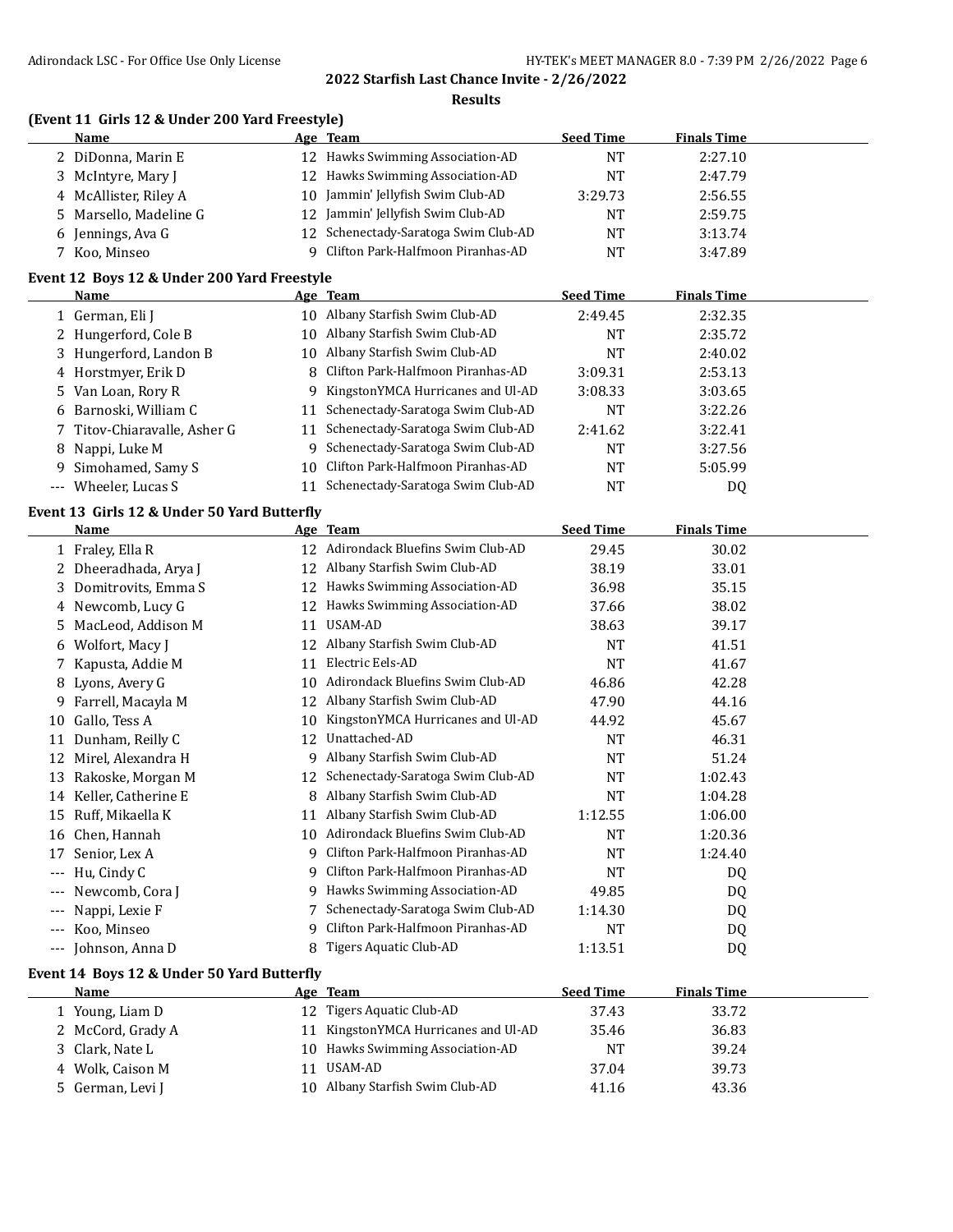## 2022 Starfish Last Chance Invite - 2/26/2022

### Results

### (Event 11 Girls 12 & Under 200 Yard Freestyle)

| | Name | Age | Team | Seed Time | Finals Time |
|---|---|---|---|---|---|
| 2 | DiDonna, Marin E | 12 | Hawks Swimming Association-AD | NT | 2:27.10 |
| 3 | McIntyre, Mary J | 12 | Hawks Swimming Association-AD | NT | 2:47.79 |
| 4 | McAllister, Riley A | 10 | Jammin' Jellyfish Swim Club-AD | 3:29.73 | 2:56.55 |
| 5 | Marsello, Madeline G | 12 | Jammin' Jellyfish Swim Club-AD | NT | 2:59.75 |
| 6 | Jennings, Ava G | 12 | Schenectady-Saratoga Swim Club-AD | NT | 3:13.74 |
| 7 | Koo, Minseo | 9 | Clifton Park-Halfmoon Piranhas-AD | NT | 3:47.89 |

### Event 12 Boys 12 & Under 200 Yard Freestyle

| | Name | Age | Team | Seed Time | Finals Time |
|---|---|---|---|---|---|
| 1 | German, Eli J | 10 | Albany Starfish Swim Club-AD | 2:49.45 | 2:32.35 |
| 2 | Hungerford, Cole B | 10 | Albany Starfish Swim Club-AD | NT | 2:35.72 |
| 3 | Hungerford, Landon B | 10 | Albany Starfish Swim Club-AD | NT | 2:40.02 |
| 4 | Horstmyer, Erik D | 8 | Clifton Park-Halfmoon Piranhas-AD | 3:09.31 | 2:53.13 |
| 5 | Van Loan, Rory R | 9 | KingstonYMCA Hurricanes and Ul-AD | 3:08.33 | 3:03.65 |
| 6 | Barnoski, William C | 11 | Schenectady-Saratoga Swim Club-AD | NT | 3:22.26 |
| 7 | Titov-Chiaravalle, Asher G | 11 | Schenectady-Saratoga Swim Club-AD | 2:41.62 | 3:22.41 |
| 8 | Nappi, Luke M | 9 | Schenectady-Saratoga Swim Club-AD | NT | 3:27.56 |
| 9 | Simohamed, Samy S | 10 | Clifton Park-Halfmoon Piranhas-AD | NT | 5:05.99 |
| --- | Wheeler, Lucas S | 11 | Schenectady-Saratoga Swim Club-AD | NT | DQ |

### Event 13 Girls 12 & Under 50 Yard Butterfly

| | Name | Age | Team | Seed Time | Finals Time |
|---|---|---|---|---|---|
| 1 | Fraley, Ella R | 12 | Adirondack Bluefins Swim Club-AD | 29.45 | 30.02 |
| 2 | Dheeradhada, Arya J | 12 | Albany Starfish Swim Club-AD | 38.19 | 33.01 |
| 3 | Domitrovits, Emma S | 12 | Hawks Swimming Association-AD | 36.98 | 35.15 |
| 4 | Newcomb, Lucy G | 12 | Hawks Swimming Association-AD | 37.66 | 38.02 |
| 5 | MacLeod, Addison M | 11 | USAM-AD | 38.63 | 39.17 |
| 6 | Wolfort, Macy J | 12 | Albany Starfish Swim Club-AD | NT | 41.51 |
| 7 | Kapusta, Addie M | 11 | Electric Eels-AD | NT | 41.67 |
| 8 | Lyons, Avery G | 10 | Adirondack Bluefins Swim Club-AD | 46.86 | 42.28 |
| 9 | Farrell, Macayla M | 12 | Albany Starfish Swim Club-AD | 47.90 | 44.16 |
| 10 | Gallo, Tess A | 10 | KingstonYMCA Hurricanes and Ul-AD | 44.92 | 45.67 |
| 11 | Dunham, Reilly C | 12 | Unattached-AD | NT | 46.31 |
| 12 | Mirel, Alexandra H | 9 | Albany Starfish Swim Club-AD | NT | 51.24 |
| 13 | Rakoske, Morgan M | 12 | Schenectady-Saratoga Swim Club-AD | NT | 1:02.43 |
| 14 | Keller, Catherine E | 8 | Albany Starfish Swim Club-AD | NT | 1:04.28 |
| 15 | Ruff, Mikaella K | 11 | Albany Starfish Swim Club-AD | 1:12.55 | 1:06.00 |
| 16 | Chen, Hannah | 10 | Adirondack Bluefins Swim Club-AD | NT | 1:20.36 |
| 17 | Senior, Lex A | 9 | Clifton Park-Halfmoon Piranhas-AD | NT | 1:24.40 |
| --- | Hu, Cindy C | 9 | Clifton Park-Halfmoon Piranhas-AD | NT | DQ |
| --- | Newcomb, Cora J | 9 | Hawks Swimming Association-AD | 49.85 | DQ |
| --- | Nappi, Lexie F | 7 | Schenectady-Saratoga Swim Club-AD | 1:14.30 | DQ |
| --- | Koo, Minseo | 9 | Clifton Park-Halfmoon Piranhas-AD | NT | DQ |
| --- | Johnson, Anna D | 8 | Tigers Aquatic Club-AD | 1:13.51 | DQ |

### Event 14 Boys 12 & Under 50 Yard Butterfly

| | Name | Age | Team | Seed Time | Finals Time |
|---|---|---|---|---|---|
| 1 | Young, Liam D | 12 | Tigers Aquatic Club-AD | 37.43 | 33.72 |
| 2 | McCord, Grady A | 11 | KingstonYMCA Hurricanes and Ul-AD | 35.46 | 36.83 |
| 3 | Clark, Nate L | 10 | Hawks Swimming Association-AD | NT | 39.24 |
| 4 | Wolk, Caison M | 11 | USAM-AD | 37.04 | 39.73 |
| 5 | German, Levi J | 10 | Albany Starfish Swim Club-AD | 41.16 | 43.36 |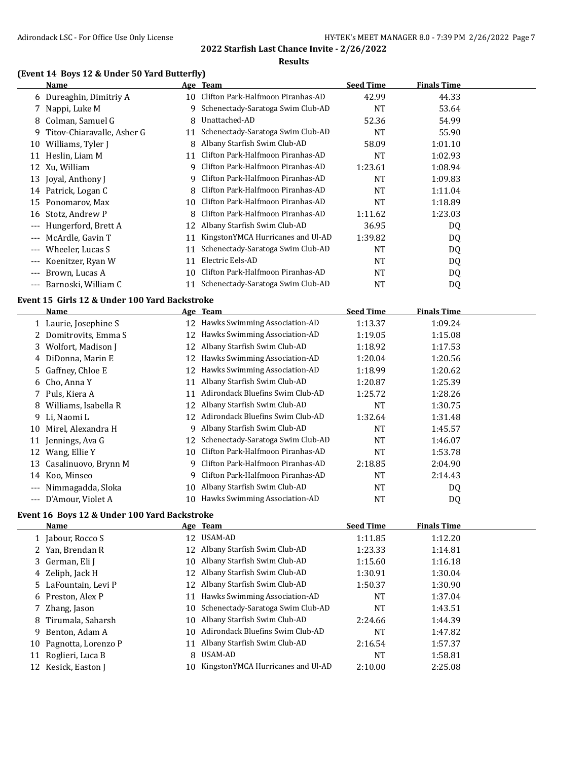## 2022 Starfish Last Chance Invite - 2/26/2022

### Results

#### (Event 14 Boys 12 & Under 50 Yard Butterfly)

| | Name | Age | Team | Seed Time | Finals Time |
|---|---|---|---|---|---|
| 6 | Dureaghin, Dimitriy A | 10 | Clifton Park-Halfmoon Piranhas-AD | 42.99 | 44.33 |
| 7 | Nappi, Luke M | 9 | Schenectady-Saratoga Swim Club-AD | NT | 53.64 |
| 8 | Colman, Samuel G | 8 | Unattached-AD | 52.36 | 54.99 |
| 9 | Titov-Chiaravalle, Asher G | 11 | Schenectady-Saratoga Swim Club-AD | NT | 55.90 |
| 10 | Williams, Tyler J | 8 | Albany Starfish Swim Club-AD | 58.09 | 1:01.10 |
| 11 | Heslin, Liam M | 11 | Clifton Park-Halfmoon Piranhas-AD | NT | 1:02.93 |
| 12 | Xu, William | 9 | Clifton Park-Halfmoon Piranhas-AD | 1:23.61 | 1:08.94 |
| 13 | Joyal, Anthony J | 9 | Clifton Park-Halfmoon Piranhas-AD | NT | 1:09.83 |
| 14 | Patrick, Logan C | 8 | Clifton Park-Halfmoon Piranhas-AD | NT | 1:11.04 |
| 15 | Ponomarov, Max | 10 | Clifton Park-Halfmoon Piranhas-AD | NT | 1:18.89 |
| 16 | Stotz, Andrew P | 8 | Clifton Park-Halfmoon Piranhas-AD | 1:11.62 | 1:23.03 |
| --- | Hungerford, Brett A | 12 | Albany Starfish Swim Club-AD | 36.95 | DQ |
| --- | McArdle, Gavin T | 11 | KingstonYMCA Hurricanes and Ul-AD | 1:39.82 | DQ |
| --- | Wheeler, Lucas S | 11 | Schenectady-Saratoga Swim Club-AD | NT | DQ |
| --- | Koenitzer, Ryan W | 11 | Electric Eels-AD | NT | DQ |
| --- | Brown, Lucas A | 10 | Clifton Park-Halfmoon Piranhas-AD | NT | DQ |
| --- | Barnoski, William C | 11 | Schenectady-Saratoga Swim Club-AD | NT | DQ |

#### Event 15 Girls 12 & Under 100 Yard Backstroke

| | Name | Age | Team | Seed Time | Finals Time |
|---|---|---|---|---|---|
| 1 | Laurie, Josephine S | 12 | Hawks Swimming Association-AD | 1:13.37 | 1:09.24 |
| 2 | Domitrovits, Emma S | 12 | Hawks Swimming Association-AD | 1:19.05 | 1:15.08 |
| 3 | Wolfort, Madison J | 12 | Albany Starfish Swim Club-AD | 1:18.92 | 1:17.53 |
| 4 | DiDonna, Marin E | 12 | Hawks Swimming Association-AD | 1:20.04 | 1:20.56 |
| 5 | Gaffney, Chloe E | 12 | Hawks Swimming Association-AD | 1:18.99 | 1:20.62 |
| 6 | Cho, Anna Y | 11 | Albany Starfish Swim Club-AD | 1:20.87 | 1:25.39 |
| 7 | Puls, Kiera A | 11 | Adirondack Bluefins Swim Club-AD | 1:25.72 | 1:28.26 |
| 8 | Williams, Isabella R | 12 | Albany Starfish Swim Club-AD | NT | 1:30.75 |
| 9 | Li, Naomi L | 12 | Adirondack Bluefins Swim Club-AD | 1:32.64 | 1:31.48 |
| 10 | Mirel, Alexandra H | 9 | Albany Starfish Swim Club-AD | NT | 1:45.57 |
| 11 | Jennings, Ava G | 12 | Schenectady-Saratoga Swim Club-AD | NT | 1:46.07 |
| 12 | Wang, Ellie Y | 10 | Clifton Park-Halfmoon Piranhas-AD | NT | 1:53.78 |
| 13 | Casalinuovo, Brynn M | 9 | Clifton Park-Halfmoon Piranhas-AD | 2:18.85 | 2:04.90 |
| 14 | Koo, Minseo | 9 | Clifton Park-Halfmoon Piranhas-AD | NT | 2:14.43 |
| --- | Nimmagadda, Sloka | 10 | Albany Starfish Swim Club-AD | NT | DQ |
| --- | D'Amour, Violet A | 10 | Hawks Swimming Association-AD | NT | DQ |

#### Event 16 Boys 12 & Under 100 Yard Backstroke

| | Name | Age | Team | Seed Time | Finals Time |
|---|---|---|---|---|---|
| 1 | Jabour, Rocco S | 12 | USAM-AD | 1:11.85 | 1:12.20 |
| 2 | Yan, Brendan R | 12 | Albany Starfish Swim Club-AD | 1:23.33 | 1:14.81 |
| 3 | German, Eli J | 10 | Albany Starfish Swim Club-AD | 1:15.60 | 1:16.18 |
| 4 | Zeliph, Jack H | 12 | Albany Starfish Swim Club-AD | 1:30.91 | 1:30.04 |
| 5 | LaFountain, Levi P | 12 | Albany Starfish Swim Club-AD | 1:50.37 | 1:30.90 |
| 6 | Preston, Alex P | 11 | Hawks Swimming Association-AD | NT | 1:37.04 |
| 7 | Zhang, Jason | 10 | Schenectady-Saratoga Swim Club-AD | NT | 1:43.51 |
| 8 | Tirumala, Saharsh | 10 | Albany Starfish Swim Club-AD | 2:24.66 | 1:44.39 |
| 9 | Benton, Adam A | 10 | Adirondack Bluefins Swim Club-AD | NT | 1:47.82 |
| 10 | Pagnotta, Lorenzo P | 11 | Albany Starfish Swim Club-AD | 2:16.54 | 1:57.37 |
| 11 | Roglieri, Luca B | 8 | USAM-AD | NT | 1:58.81 |
| 12 | Kesick, Easton J | 10 | KingstonYMCA Hurricanes and Ul-AD | 2:10.00 | 2:25.08 |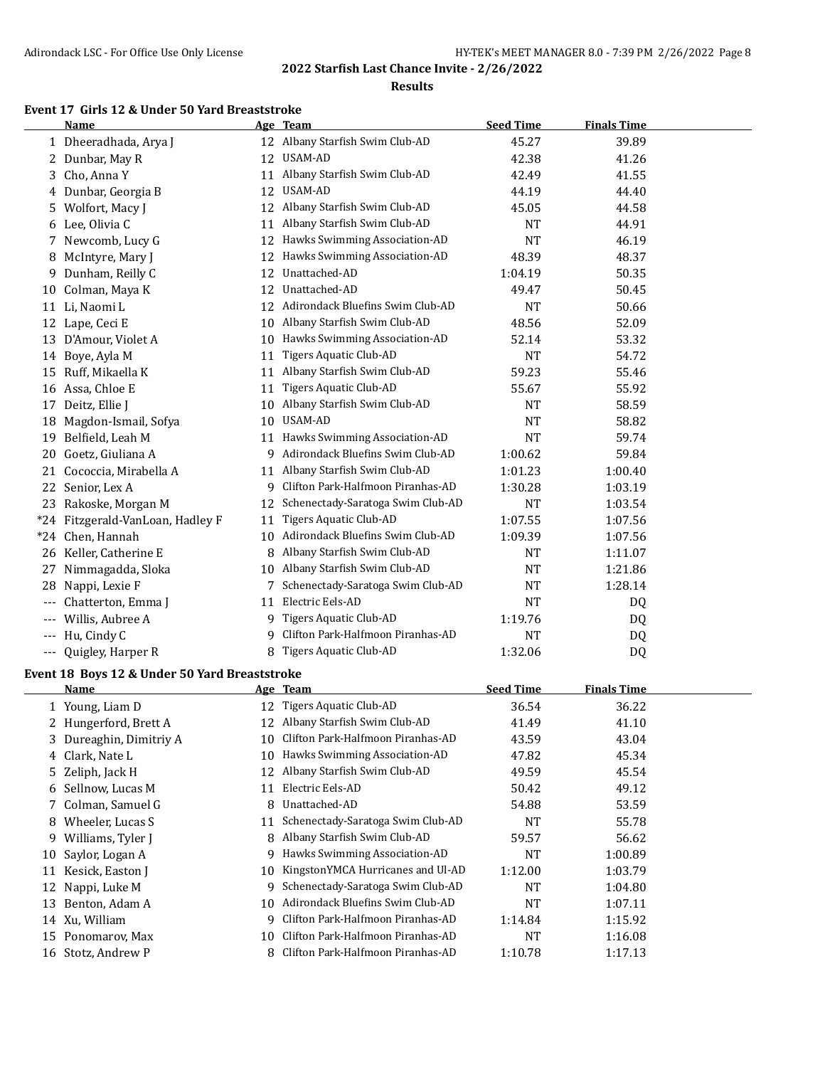## 2022 Starfish Last Chance Invite - 2/26/2022

### Results

#### Event 17 Girls 12 & Under 50 Yard Breaststroke

| | Name | Age | Team | Seed Time | Finals Time |
|---|---|---|---|---|---|
| 1 | Dheeradhada, Arya J | 12 | Albany Starfish Swim Club-AD | 45.27 | 39.89 |
| 2 | Dunbar, May R | 12 | USAM-AD | 42.38 | 41.26 |
| 3 | Cho, Anna Y | 11 | Albany Starfish Swim Club-AD | 42.49 | 41.55 |
| 4 | Dunbar, Georgia B | 12 | USAM-AD | 44.19 | 44.40 |
| 5 | Wolfort, Macy J | 12 | Albany Starfish Swim Club-AD | 45.05 | 44.58 |
| 6 | Lee, Olivia C | 11 | Albany Starfish Swim Club-AD | NT | 44.91 |
| 7 | Newcomb, Lucy G | 12 | Hawks Swimming Association-AD | NT | 46.19 |
| 8 | McIntyre, Mary J | 12 | Hawks Swimming Association-AD | 48.39 | 48.37 |
| 9 | Dunham, Reilly C | 12 | Unattached-AD | 1:04.19 | 50.35 |
| 10 | Colman, Maya K | 12 | Unattached-AD | 49.47 | 50.45 |
| 11 | Li, Naomi L | 12 | Adirondack Bluefins Swim Club-AD | NT | 50.66 |
| 12 | Lape, Ceci E | 10 | Albany Starfish Swim Club-AD | 48.56 | 52.09 |
| 13 | D'Amour, Violet A | 10 | Hawks Swimming Association-AD | 52.14 | 53.32 |
| 14 | Boye, Ayla M | 11 | Tigers Aquatic Club-AD | NT | 54.72 |
| 15 | Ruff, Mikaella K | 11 | Albany Starfish Swim Club-AD | 59.23 | 55.46 |
| 16 | Assa, Chloe E | 11 | Tigers Aquatic Club-AD | 55.67 | 55.92 |
| 17 | Deitz, Ellie J | 10 | Albany Starfish Swim Club-AD | NT | 58.59 |
| 18 | Magdon-Ismail, Sofya | 10 | USAM-AD | NT | 58.82 |
| 19 | Belfield, Leah M | 11 | Hawks Swimming Association-AD | NT | 59.74 |
| 20 | Goetz, Giuliana A | 9 | Adirondack Bluefins Swim Club-AD | 1:00.62 | 59.84 |
| 21 | Cococcia, Mirabella A | 11 | Albany Starfish Swim Club-AD | 1:01.23 | 1:00.40 |
| 22 | Senior, Lex A | 9 | Clifton Park-Halfmoon Piranhas-AD | 1:30.28 | 1:03.19 |
| 23 | Rakoske, Morgan M | 12 | Schenectady-Saratoga Swim Club-AD | NT | 1:03.54 |
| *24 | Fitzgerald-VanLoan, Hadley F | 11 | Tigers Aquatic Club-AD | 1:07.55 | 1:07.56 |
| *24 | Chen, Hannah | 10 | Adirondack Bluefins Swim Club-AD | 1:09.39 | 1:07.56 |
| 26 | Keller, Catherine E | 8 | Albany Starfish Swim Club-AD | NT | 1:11.07 |
| 27 | Nimmagadda, Sloka | 10 | Albany Starfish Swim Club-AD | NT | 1:21.86 |
| 28 | Nappi, Lexie F | 7 | Schenectady-Saratoga Swim Club-AD | NT | 1:28.14 |
| --- | Chatterton, Emma J | 11 | Electric Eels-AD | NT | DQ |
| --- | Willis, Aubree A | 9 | Tigers Aquatic Club-AD | 1:19.76 | DQ |
| --- | Hu, Cindy C | 9 | Clifton Park-Halfmoon Piranhas-AD | NT | DQ |
| --- | Quigley, Harper R | 8 | Tigers Aquatic Club-AD | 1:32.06 | DQ |

#### Event 18 Boys 12 & Under 50 Yard Breaststroke

| | Name | Age | Team | Seed Time | Finals Time |
|---|---|---|---|---|---|
| 1 | Young, Liam D | 12 | Tigers Aquatic Club-AD | 36.54 | 36.22 |
| 2 | Hungerford, Brett A | 12 | Albany Starfish Swim Club-AD | 41.49 | 41.10 |
| 3 | Dureaghin, Dimitriy A | 10 | Clifton Park-Halfmoon Piranhas-AD | 43.59 | 43.04 |
| 4 | Clark, Nate L | 10 | Hawks Swimming Association-AD | 47.82 | 45.34 |
| 5 | Zeliph, Jack H | 12 | Albany Starfish Swim Club-AD | 49.59 | 45.54 |
| 6 | Sellnow, Lucas M | 11 | Electric Eels-AD | 50.42 | 49.12 |
| 7 | Colman, Samuel G | 8 | Unattached-AD | 54.88 | 53.59 |
| 8 | Wheeler, Lucas S | 11 | Schenectady-Saratoga Swim Club-AD | NT | 55.78 |
| 9 | Williams, Tyler J | 8 | Albany Starfish Swim Club-AD | 59.57 | 56.62 |
| 10 | Saylor, Logan A | 9 | Hawks Swimming Association-AD | NT | 1:00.89 |
| 11 | Kesick, Easton J | 10 | KingstonYMCA Hurricanes and Ul-AD | 1:12.00 | 1:03.79 |
| 12 | Nappi, Luke M | 9 | Schenectady-Saratoga Swim Club-AD | NT | 1:04.80 |
| 13 | Benton, Adam A | 10 | Adirondack Bluefins Swim Club-AD | NT | 1:07.11 |
| 14 | Xu, William | 9 | Clifton Park-Halfmoon Piranhas-AD | 1:14.84 | 1:15.92 |
| 15 | Ponomarov, Max | 10 | Clifton Park-Halfmoon Piranhas-AD | NT | 1:16.08 |
| 16 | Stotz, Andrew P | 8 | Clifton Park-Halfmoon Piranhas-AD | 1:10.78 | 1:17.13 |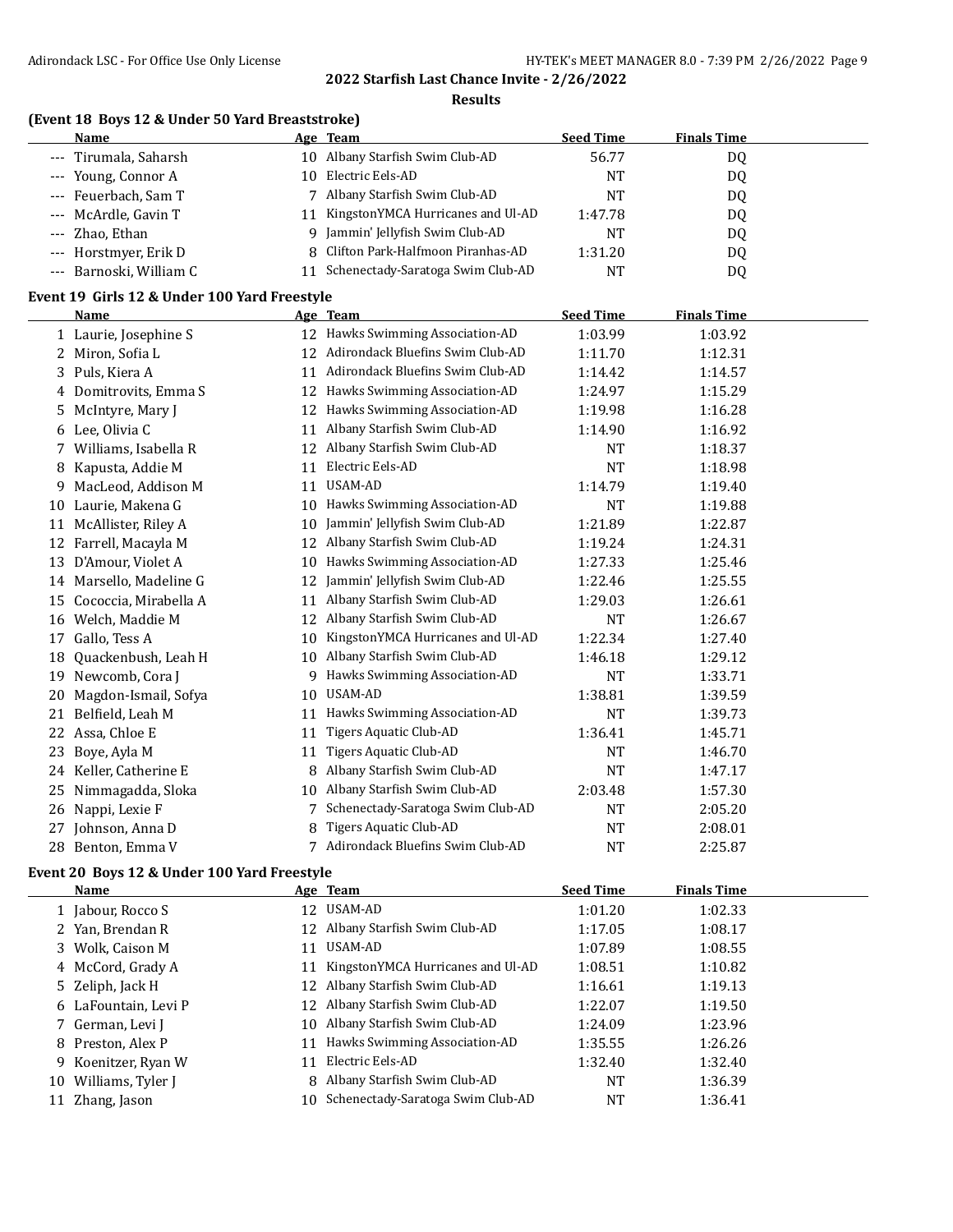## 2022 Starfish Last Chance Invite - 2/26/2022

### Results

### (Event 18 Boys 12 & Under 50 Yard Breaststroke)

| | Name | Age | Team | Seed Time | Finals Time |
|---|---|---|---|---|---|
| --- | Tirumala, Saharsh | 10 | Albany Starfish Swim Club-AD | 56.77 | DQ |
| --- | Young, Connor A | 10 | Electric Eels-AD | NT | DQ |
| --- | Feuerbach, Sam T | 7 | Albany Starfish Swim Club-AD | NT | DQ |
| --- | McArdle, Gavin T | 11 | KingstonYMCA Hurricanes and Ul-AD | 1:47.78 | DQ |
| --- | Zhao, Ethan | 9 | Jammin' Jellyfish Swim Club-AD | NT | DQ |
| --- | Horstmyer, Erik D | 8 | Clifton Park-Halfmoon Piranhas-AD | 1:31.20 | DQ |
| --- | Barnoski, William C | 11 | Schenectady-Saratoga Swim Club-AD | NT | DQ |

### Event 19 Girls 12 & Under 100 Yard Freestyle

| | Name | Age | Team | Seed Time | Finals Time |
|---|---|---|---|---|---|
| 1 | Laurie, Josephine S | 12 | Hawks Swimming Association-AD | 1:03.99 | 1:03.92 |
| 2 | Miron, Sofia L | 12 | Adirondack Bluefins Swim Club-AD | 1:11.70 | 1:12.31 |
| 3 | Puls, Kiera A | 11 | Adirondack Bluefins Swim Club-AD | 1:14.42 | 1:14.57 |
| 4 | Domitrovits, Emma S | 12 | Hawks Swimming Association-AD | 1:24.97 | 1:15.29 |
| 5 | McIntyre, Mary J | 12 | Hawks Swimming Association-AD | 1:19.98 | 1:16.28 |
| 6 | Lee, Olivia C | 11 | Albany Starfish Swim Club-AD | 1:14.90 | 1:16.92 |
| 7 | Williams, Isabella R | 12 | Albany Starfish Swim Club-AD | NT | 1:18.37 |
| 8 | Kapusta, Addie M | 11 | Electric Eels-AD | NT | 1:18.98 |
| 9 | MacLeod, Addison M | 11 | USAM-AD | 1:14.79 | 1:19.40 |
| 10 | Laurie, Makena G | 10 | Hawks Swimming Association-AD | NT | 1:19.88 |
| 11 | McAllister, Riley A | 10 | Jammin' Jellyfish Swim Club-AD | 1:21.89 | 1:22.87 |
| 12 | Farrell, Macayla M | 12 | Albany Starfish Swim Club-AD | 1:19.24 | 1:24.31 |
| 13 | D'Amour, Violet A | 10 | Hawks Swimming Association-AD | 1:27.33 | 1:25.46 |
| 14 | Marsello, Madeline G | 12 | Jammin' Jellyfish Swim Club-AD | 1:22.46 | 1:25.55 |
| 15 | Cococcia, Mirabella A | 11 | Albany Starfish Swim Club-AD | 1:29.03 | 1:26.61 |
| 16 | Welch, Maddie M | 12 | Albany Starfish Swim Club-AD | NT | 1:26.67 |
| 17 | Gallo, Tess A | 10 | KingstonYMCA Hurricanes and Ul-AD | 1:22.34 | 1:27.40 |
| 18 | Quackenbush, Leah H | 10 | Albany Starfish Swim Club-AD | 1:46.18 | 1:29.12 |
| 19 | Newcomb, Cora J | 9 | Hawks Swimming Association-AD | NT | 1:33.71 |
| 20 | Magdon-Ismail, Sofya | 10 | USAM-AD | 1:38.81 | 1:39.59 |
| 21 | Belfield, Leah M | 11 | Hawks Swimming Association-AD | NT | 1:39.73 |
| 22 | Assa, Chloe E | 11 | Tigers Aquatic Club-AD | 1:36.41 | 1:45.71 |
| 23 | Boye, Ayla M | 11 | Tigers Aquatic Club-AD | NT | 1:46.70 |
| 24 | Keller, Catherine E | 8 | Albany Starfish Swim Club-AD | NT | 1:47.17 |
| 25 | Nimmagadda, Sloka | 10 | Albany Starfish Swim Club-AD | 2:03.48 | 1:57.30 |
| 26 | Nappi, Lexie F | 7 | Schenectady-Saratoga Swim Club-AD | NT | 2:05.20 |
| 27 | Johnson, Anna D | 8 | Tigers Aquatic Club-AD | NT | 2:08.01 |
| 28 | Benton, Emma V | 7 | Adirondack Bluefins Swim Club-AD | NT | 2:25.87 |

### Event 20 Boys 12 & Under 100 Yard Freestyle

| | Name | Age | Team | Seed Time | Finals Time |
|---|---|---|---|---|---|
| 1 | Jabour, Rocco S | 12 | USAM-AD | 1:01.20 | 1:02.33 |
| 2 | Yan, Brendan R | 12 | Albany Starfish Swim Club-AD | 1:17.05 | 1:08.17 |
| 3 | Wolk, Caison M | 11 | USAM-AD | 1:07.89 | 1:08.55 |
| 4 | McCord, Grady A | 11 | KingstonYMCA Hurricanes and Ul-AD | 1:08.51 | 1:10.82 |
| 5 | Zeliph, Jack H | 12 | Albany Starfish Swim Club-AD | 1:16.61 | 1:19.13 |
| 6 | LaFountain, Levi P | 12 | Albany Starfish Swim Club-AD | 1:22.07 | 1:19.50 |
| 7 | German, Levi J | 10 | Albany Starfish Swim Club-AD | 1:24.09 | 1:23.96 |
| 8 | Preston, Alex P | 11 | Hawks Swimming Association-AD | 1:35.55 | 1:26.26 |
| 9 | Koenitzer, Ryan W | 11 | Electric Eels-AD | 1:32.40 | 1:32.40 |
| 10 | Williams, Tyler J | 8 | Albany Starfish Swim Club-AD | NT | 1:36.39 |
| 11 | Zhang, Jason | 10 | Schenectady-Saratoga Swim Club-AD | NT | 1:36.41 |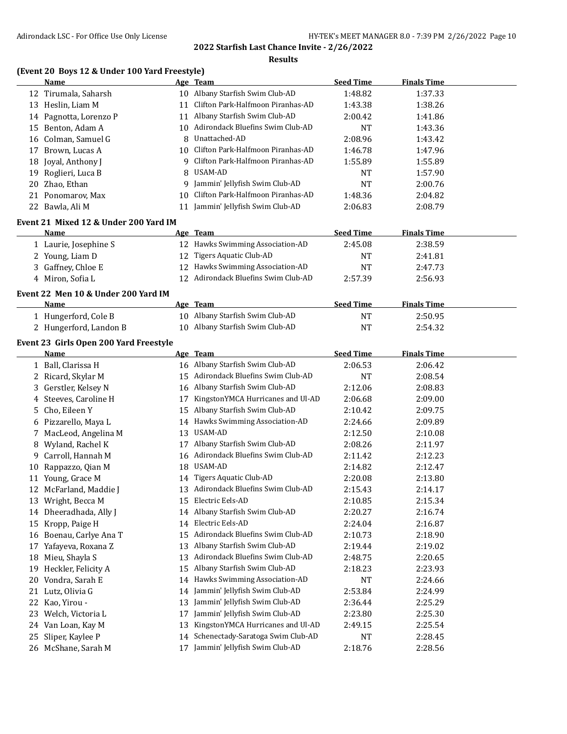## 2022 Starfish Last Chance Invite - 2/26/2022

### Results

### (Event 20 Boys 12 & Under 100 Yard Freestyle)

| | Name | Age | Team | Seed Time | Finals Time |
|---|---|---|---|---|---|
| 12 | Tirumala, Saharsh | 10 | Albany Starfish Swim Club-AD | 1:48.82 | 1:37.33 |
| 13 | Heslin, Liam M | 11 | Clifton Park-Halfmoon Piranhas-AD | 1:43.38 | 1:38.26 |
| 14 | Pagnotta, Lorenzo P | 11 | Albany Starfish Swim Club-AD | 2:00.42 | 1:41.86 |
| 15 | Benton, Adam A | 10 | Adirondack Bluefins Swim Club-AD | NT | 1:43.36 |
| 16 | Colman, Samuel G | 8 | Unattached-AD | 2:08.96 | 1:43.42 |
| 17 | Brown, Lucas A | 10 | Clifton Park-Halfmoon Piranhas-AD | 1:46.78 | 1:47.96 |
| 18 | Joyal, Anthony J | 9 | Clifton Park-Halfmoon Piranhas-AD | 1:55.89 | 1:55.89 |
| 19 | Roglieri, Luca B | 8 | USAM-AD | NT | 1:57.90 |
| 20 | Zhao, Ethan | 9 | Jammin' Jellyfish Swim Club-AD | NT | 2:00.76 |
| 21 | Ponomarov, Max | 10 | Clifton Park-Halfmoon Piranhas-AD | 1:48.36 | 2:04.82 |
| 22 | Bawla, Ali M | 11 | Jammin' Jellyfish Swim Club-AD | 2:06.83 | 2:08.79 |

### Event 21 Mixed 12 & Under 200 Yard IM

| | Name | Age | Team | Seed Time | Finals Time |
|---|---|---|---|---|---|
| 1 | Laurie, Josephine S | 12 | Hawks Swimming Association-AD | 2:45.08 | 2:38.59 |
| 2 | Young, Liam D | 12 | Tigers Aquatic Club-AD | NT | 2:41.81 |
| 3 | Gaffney, Chloe E | 12 | Hawks Swimming Association-AD | NT | 2:47.73 |
| 4 | Miron, Sofia L | 12 | Adirondack Bluefins Swim Club-AD | 2:57.39 | 2:56.93 |

### Event 22 Men 10 & Under 200 Yard IM

| | Name | Age | Team | Seed Time | Finals Time |
|---|---|---|---|---|---|
| 1 | Hungerford, Cole B | 10 | Albany Starfish Swim Club-AD | NT | 2:50.95 |
| 2 | Hungerford, Landon B | 10 | Albany Starfish Swim Club-AD | NT | 2:54.32 |

### Event 23 Girls Open 200 Yard Freestyle

| | Name | Age | Team | Seed Time | Finals Time |
|---|---|---|---|---|---|
| 1 | Ball, Clarissa H | 16 | Albany Starfish Swim Club-AD | 2:06.53 | 2:06.42 |
| 2 | Ricard, Skylar M | 15 | Adirondack Bluefins Swim Club-AD | NT | 2:08.54 |
| 3 | Gerstler, Kelsey N | 16 | Albany Starfish Swim Club-AD | 2:12.06 | 2:08.83 |
| 4 | Steeves, Caroline H | 17 | KingstonYMCA Hurricanes and Ul-AD | 2:06.68 | 2:09.00 |
| 5 | Cho, Eileen Y | 15 | Albany Starfish Swim Club-AD | 2:10.42 | 2:09.75 |
| 6 | Pizzarello, Maya L | 14 | Hawks Swimming Association-AD | 2:24.66 | 2:09.89 |
| 7 | MacLeod, Angelina M | 13 | USAM-AD | 2:12.50 | 2:10.08 |
| 8 | Wyland, Rachel K | 17 | Albany Starfish Swim Club-AD | 2:08.26 | 2:11.97 |
| 9 | Carroll, Hannah M | 16 | Adirondack Bluefins Swim Club-AD | 2:11.42 | 2:12.23 |
| 10 | Rappazzo, Qian M | 18 | USAM-AD | 2:14.82 | 2:12.47 |
| 11 | Young, Grace M | 14 | Tigers Aquatic Club-AD | 2:20.08 | 2:13.80 |
| 12 | McFarland, Maddie J | 13 | Adirondack Bluefins Swim Club-AD | 2:15.43 | 2:14.17 |
| 13 | Wright, Becca M | 15 | Electric Eels-AD | 2:10.85 | 2:15.34 |
| 14 | Dheeradhada, Ally J | 14 | Albany Starfish Swim Club-AD | 2:20.27 | 2:16.74 |
| 15 | Kropp, Paige H | 14 | Electric Eels-AD | 2:24.04 | 2:16.87 |
| 16 | Boenau, Carlye Ana T | 15 | Adirondack Bluefins Swim Club-AD | 2:10.73 | 2:18.90 |
| 17 | Yafayeva, Roxana Z | 13 | Albany Starfish Swim Club-AD | 2:19.44 | 2:19.02 |
| 18 | Mieu, Shayla S | 13 | Adirondack Bluefins Swim Club-AD | 2:48.75 | 2:20.65 |
| 19 | Heckler, Felicity A | 15 | Albany Starfish Swim Club-AD | 2:18.23 | 2:23.93 |
| 20 | Vondra, Sarah E | 14 | Hawks Swimming Association-AD | NT | 2:24.66 |
| 21 | Lutz, Olivia G | 14 | Jammin' Jellyfish Swim Club-AD | 2:53.84 | 2:24.99 |
| 22 | Kao, Yirou - | 13 | Jammin' Jellyfish Swim Club-AD | 2:36.44 | 2:25.29 |
| 23 | Welch, Victoria L | 17 | Jammin' Jellyfish Swim Club-AD | 2:23.80 | 2:25.30 |
| 24 | Van Loan, Kay M | 13 | KingstonYMCA Hurricanes and Ul-AD | 2:49.15 | 2:25.54 |
| 25 | Sliper, Kaylee P | 14 | Schenectady-Saratoga Swim Club-AD | NT | 2:28.45 |
| 26 | McShane, Sarah M | 17 | Jammin' Jellyfish Swim Club-AD | 2:18.76 | 2:28.56 |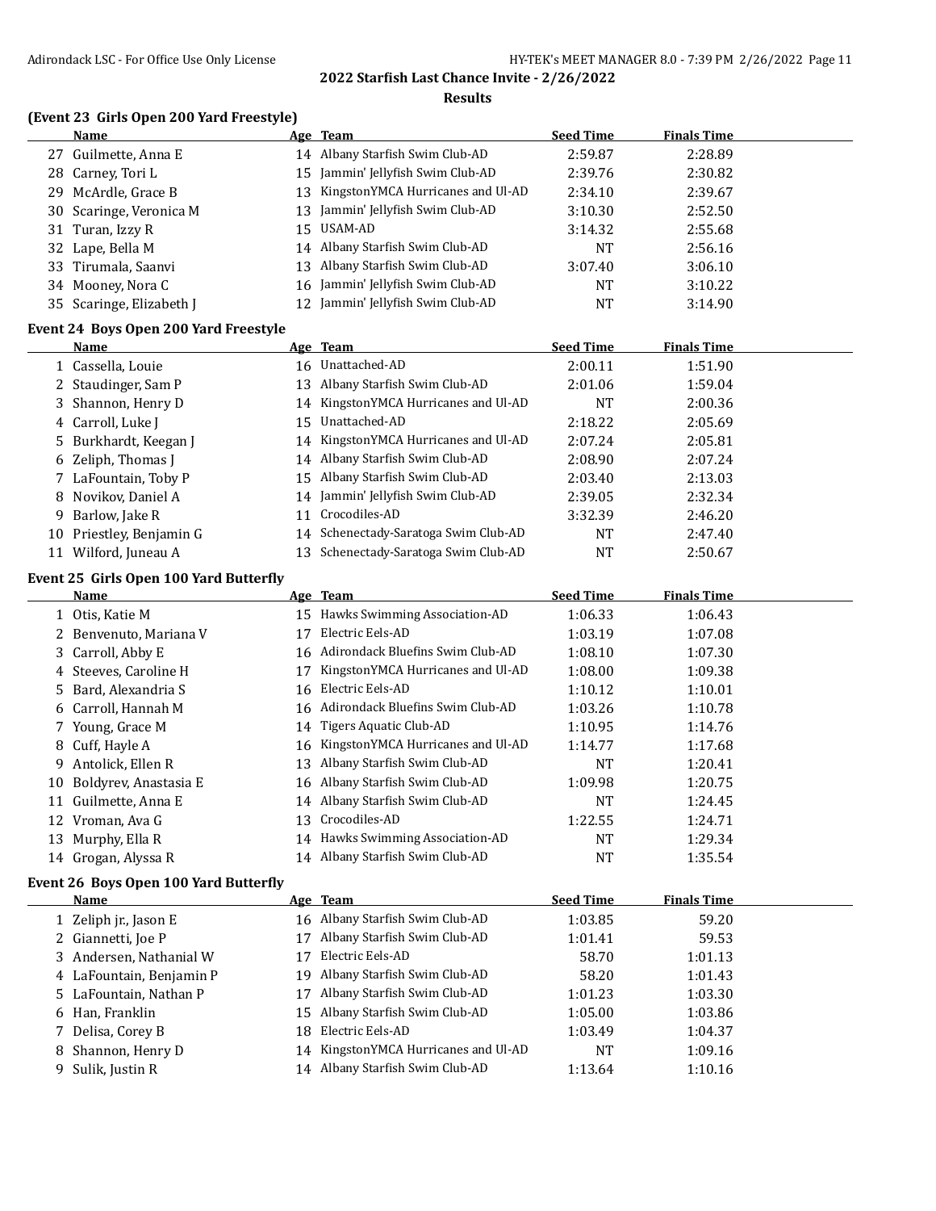## 2022 Starfish Last Chance Invite - 2/26/2022

### Results

### (Event 23 Girls Open 200 Yard Freestyle)

| | Name | Age | Team | Seed Time | Finals Time |
|---|---|---|---|---|---|
| 27 | Guilmette, Anna E | 14 | Albany Starfish Swim Club-AD | 2:59.87 | 2:28.89 |
| 28 | Carney, Tori L | 15 | Jammin' Jellyfish Swim Club-AD | 2:39.76 | 2:30.82 |
| 29 | McArdle, Grace B | 13 | KingstonYMCA Hurricanes and Ul-AD | 2:34.10 | 2:39.67 |
| 30 | Scaringe, Veronica M | 13 | Jammin' Jellyfish Swim Club-AD | 3:10.30 | 2:52.50 |
| 31 | Turan, Izzy R | 15 | USAM-AD | 3:14.32 | 2:55.68 |
| 32 | Lape, Bella M | 14 | Albany Starfish Swim Club-AD | NT | 2:56.16 |
| 33 | Tirumala, Saanvi | 13 | Albany Starfish Swim Club-AD | 3:07.40 | 3:06.10 |
| 34 | Mooney, Nora C | 16 | Jammin' Jellyfish Swim Club-AD | NT | 3:10.22 |
| 35 | Scaringe, Elizabeth J | 12 | Jammin' Jellyfish Swim Club-AD | NT | 3:14.90 |

### Event 24 Boys Open 200 Yard Freestyle

| | Name | Age | Team | Seed Time | Finals Time |
|---|---|---|---|---|---|
| 1 | Cassella, Louie | 16 | Unattached-AD | 2:00.11 | 1:51.90 |
| 2 | Staudinger, Sam P | 13 | Albany Starfish Swim Club-AD | 2:01.06 | 1:59.04 |
| 3 | Shannon, Henry D | 14 | KingstonYMCA Hurricanes and Ul-AD | NT | 2:00.36 |
| 4 | Carroll, Luke J | 15 | Unattached-AD | 2:18.22 | 2:05.69 |
| 5 | Burkhardt, Keegan J | 14 | KingstonYMCA Hurricanes and Ul-AD | 2:07.24 | 2:05.81 |
| 6 | Zeliph, Thomas J | 14 | Albany Starfish Swim Club-AD | 2:08.90 | 2:07.24 |
| 7 | LaFountain, Toby P | 15 | Albany Starfish Swim Club-AD | 2:03.40 | 2:13.03 |
| 8 | Novikov, Daniel A | 14 | Jammin' Jellyfish Swim Club-AD | 2:39.05 | 2:32.34 |
| 9 | Barlow, Jake R | 11 | Crocodiles-AD | 3:32.39 | 2:46.20 |
| 10 | Priestley, Benjamin G | 14 | Schenectady-Saratoga Swim Club-AD | NT | 2:47.40 |
| 11 | Wilford, Juneau A | 13 | Schenectady-Saratoga Swim Club-AD | NT | 2:50.67 |

### Event 25 Girls Open 100 Yard Butterfly

| | Name | Age | Team | Seed Time | Finals Time |
|---|---|---|---|---|---|
| 1 | Otis, Katie M | 15 | Hawks Swimming Association-AD | 1:06.33 | 1:06.43 |
| 2 | Benvenuto, Mariana V | 17 | Electric Eels-AD | 1:03.19 | 1:07.08 |
| 3 | Carroll, Abby E | 16 | Adirondack Bluefins Swim Club-AD | 1:08.10 | 1:07.30 |
| 4 | Steeves, Caroline H | 17 | KingstonYMCA Hurricanes and Ul-AD | 1:08.00 | 1:09.38 |
| 5 | Bard, Alexandria S | 16 | Electric Eels-AD | 1:10.12 | 1:10.01 |
| 6 | Carroll, Hannah M | 16 | Adirondack Bluefins Swim Club-AD | 1:03.26 | 1:10.78 |
| 7 | Young, Grace M | 14 | Tigers Aquatic Club-AD | 1:10.95 | 1:14.76 |
| 8 | Cuff, Hayle A | 16 | KingstonYMCA Hurricanes and Ul-AD | 1:14.77 | 1:17.68 |
| 9 | Antolick, Ellen R | 13 | Albany Starfish Swim Club-AD | NT | 1:20.41 |
| 10 | Boldyrev, Anastasia E | 16 | Albany Starfish Swim Club-AD | 1:09.98 | 1:20.75 |
| 11 | Guilmette, Anna E | 14 | Albany Starfish Swim Club-AD | NT | 1:24.45 |
| 12 | Vroman, Ava G | 13 | Crocodiles-AD | 1:22.55 | 1:24.71 |
| 13 | Murphy, Ella R | 14 | Hawks Swimming Association-AD | NT | 1:29.34 |
| 14 | Grogan, Alyssa R | 14 | Albany Starfish Swim Club-AD | NT | 1:35.54 |

### Event 26 Boys Open 100 Yard Butterfly

| | Name | Age | Team | Seed Time | Finals Time |
|---|---|---|---|---|---|
| 1 | Zeliph jr., Jason E | 16 | Albany Starfish Swim Club-AD | 1:03.85 | 59.20 |
| 2 | Giannetti, Joe P | 17 | Albany Starfish Swim Club-AD | 1:01.41 | 59.53 |
| 3 | Andersen, Nathanial W | 17 | Electric Eels-AD | 58.70 | 1:01.13 |
| 4 | LaFountain, Benjamin P | 19 | Albany Starfish Swim Club-AD | 58.20 | 1:01.43 |
| 5 | LaFountain, Nathan P | 17 | Albany Starfish Swim Club-AD | 1:01.23 | 1:03.30 |
| 6 | Han, Franklin | 15 | Albany Starfish Swim Club-AD | 1:05.00 | 1:03.86 |
| 7 | Delisa, Corey B | 18 | Electric Eels-AD | 1:03.49 | 1:04.37 |
| 8 | Shannon, Henry D | 14 | KingstonYMCA Hurricanes and Ul-AD | NT | 1:09.16 |
| 9 | Sulik, Justin R | 14 | Albany Starfish Swim Club-AD | 1:13.64 | 1:10.16 |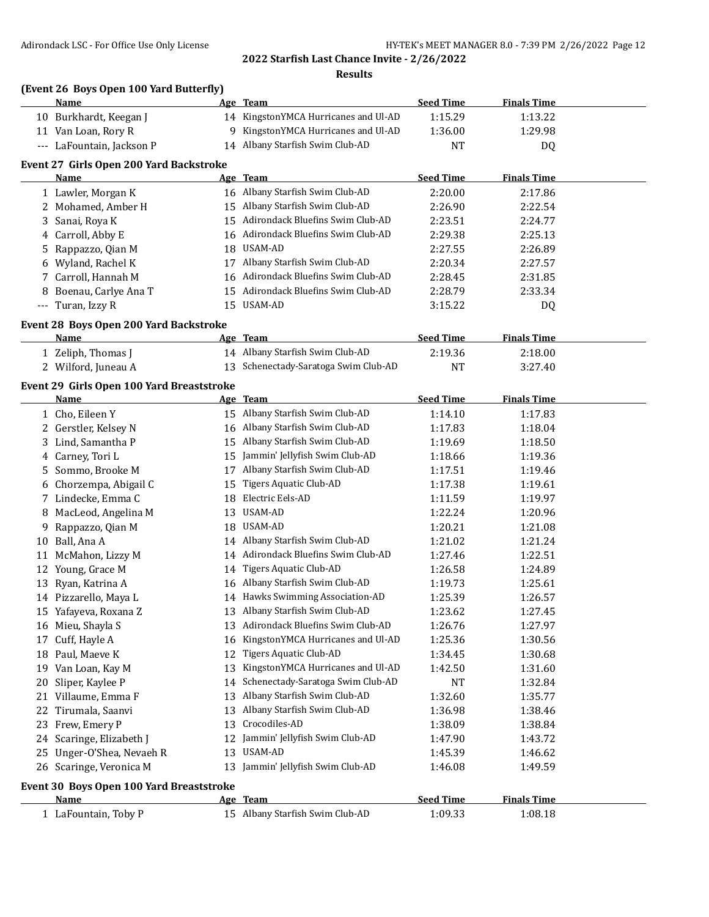## 2022 Starfish Last Chance Invite - 2/26/2022

### Results

### (Event 26 Boys Open 100 Yard Butterfly)

| | Name | Age | Team | Seed Time | Finals Time |
|---|---|---|---|---|---|
| 10 | Burkhardt, Keegan J | 14 | KingstonYMCA Hurricanes and Ul-AD | 1:15.29 | 1:13.22 |
| 11 | Van Loan, Rory R | 9 | KingstonYMCA Hurricanes and Ul-AD | 1:36.00 | 1:29.98 |
| --- | LaFountain, Jackson P | 14 | Albany Starfish Swim Club-AD | NT | DQ |

### Event 27 Girls Open 200 Yard Backstroke

| | Name | Age | Team | Seed Time | Finals Time |
|---|---|---|---|---|---|
| 1 | Lawler, Morgan K | 16 | Albany Starfish Swim Club-AD | 2:20.00 | 2:17.86 |
| 2 | Mohamed, Amber H | 15 | Albany Starfish Swim Club-AD | 2:26.90 | 2:22.54 |
| 3 | Sanai, Roya K | 15 | Adirondack Bluefins Swim Club-AD | 2:23.51 | 2:24.77 |
| 4 | Carroll, Abby E | 16 | Adirondack Bluefins Swim Club-AD | 2:29.38 | 2:25.13 |
| 5 | Rappazzo, Qian M | 18 | USAM-AD | 2:27.55 | 2:26.89 |
| 6 | Wyland, Rachel K | 17 | Albany Starfish Swim Club-AD | 2:20.34 | 2:27.57 |
| 7 | Carroll, Hannah M | 16 | Adirondack Bluefins Swim Club-AD | 2:28.45 | 2:31.85 |
| 8 | Boenau, Carlye Ana T | 15 | Adirondack Bluefins Swim Club-AD | 2:28.79 | 2:33.34 |
| --- | Turan, Izzy R | 15 | USAM-AD | 3:15.22 | DQ |

### Event 28 Boys Open 200 Yard Backstroke

| | Name | Age | Team | Seed Time | Finals Time |
|---|---|---|---|---|---|
| 1 | Zeliph, Thomas J | 14 | Albany Starfish Swim Club-AD | 2:19.36 | 2:18.00 |
| 2 | Wilford, Juneau A | 13 | Schenectady-Saratoga Swim Club-AD | NT | 3:27.40 |

### Event 29 Girls Open 100 Yard Breaststroke

| | Name | Age | Team | Seed Time | Finals Time |
|---|---|---|---|---|---|
| 1 | Cho, Eileen Y | 15 | Albany Starfish Swim Club-AD | 1:14.10 | 1:17.83 |
| 2 | Gerstler, Kelsey N | 16 | Albany Starfish Swim Club-AD | 1:17.83 | 1:18.04 |
| 3 | Lind, Samantha P | 15 | Albany Starfish Swim Club-AD | 1:19.69 | 1:18.50 |
| 4 | Carney, Tori L | 15 | Jammin' Jellyfish Swim Club-AD | 1:18.66 | 1:19.36 |
| 5 | Sommo, Brooke M | 17 | Albany Starfish Swim Club-AD | 1:17.51 | 1:19.46 |
| 6 | Chorzempa, Abigail C | 15 | Tigers Aquatic Club-AD | 1:17.38 | 1:19.61 |
| 7 | Lindecke, Emma C | 18 | Electric Eels-AD | 1:11.59 | 1:19.97 |
| 8 | MacLeod, Angelina M | 13 | USAM-AD | 1:22.24 | 1:20.96 |
| 9 | Rappazzo, Qian M | 18 | USAM-AD | 1:20.21 | 1:21.08 |
| 10 | Ball, Ana A | 14 | Albany Starfish Swim Club-AD | 1:21.02 | 1:21.24 |
| 11 | McMahon, Lizzy M | 14 | Adirondack Bluefins Swim Club-AD | 1:27.46 | 1:22.51 |
| 12 | Young, Grace M | 14 | Tigers Aquatic Club-AD | 1:26.58 | 1:24.89 |
| 13 | Ryan, Katrina A | 16 | Albany Starfish Swim Club-AD | 1:19.73 | 1:25.61 |
| 14 | Pizzarello, Maya L | 14 | Hawks Swimming Association-AD | 1:25.39 | 1:26.57 |
| 15 | Yafayeva, Roxana Z | 13 | Albany Starfish Swim Club-AD | 1:23.62 | 1:27.45 |
| 16 | Mieu, Shayla S | 13 | Adirondack Bluefins Swim Club-AD | 1:26.76 | 1:27.97 |
| 17 | Cuff, Hayle A | 16 | KingstonYMCA Hurricanes and Ul-AD | 1:25.36 | 1:30.56 |
| 18 | Paul, Maeve K | 12 | Tigers Aquatic Club-AD | 1:34.45 | 1:30.68 |
| 19 | Van Loan, Kay M | 13 | KingstonYMCA Hurricanes and Ul-AD | 1:42.50 | 1:31.60 |
| 20 | Sliper, Kaylee P | 14 | Schenectady-Saratoga Swim Club-AD | NT | 1:32.84 |
| 21 | Villaume, Emma F | 13 | Albany Starfish Swim Club-AD | 1:32.60 | 1:35.77 |
| 22 | Tirumala, Saanvi | 13 | Albany Starfish Swim Club-AD | 1:36.98 | 1:38.46 |
| 23 | Frew, Emery P | 13 | Crocodiles-AD | 1:38.09 | 1:38.84 |
| 24 | Scaringe, Elizabeth J | 12 | Jammin' Jellyfish Swim Club-AD | 1:47.90 | 1:43.72 |
| 25 | Unger-O'Shea, Nevaeh R | 13 | USAM-AD | 1:45.39 | 1:46.62 |
| 26 | Scaringe, Veronica M | 13 | Jammin' Jellyfish Swim Club-AD | 1:46.08 | 1:49.59 |

### Event 30 Boys Open 100 Yard Breaststroke

| | Name | Age | Team | Seed Time | Finals Time |
|---|---|---|---|---|---|
| 1 | LaFountain, Toby P | 15 | Albany Starfish Swim Club-AD | 1:09.33 | 1:08.18 |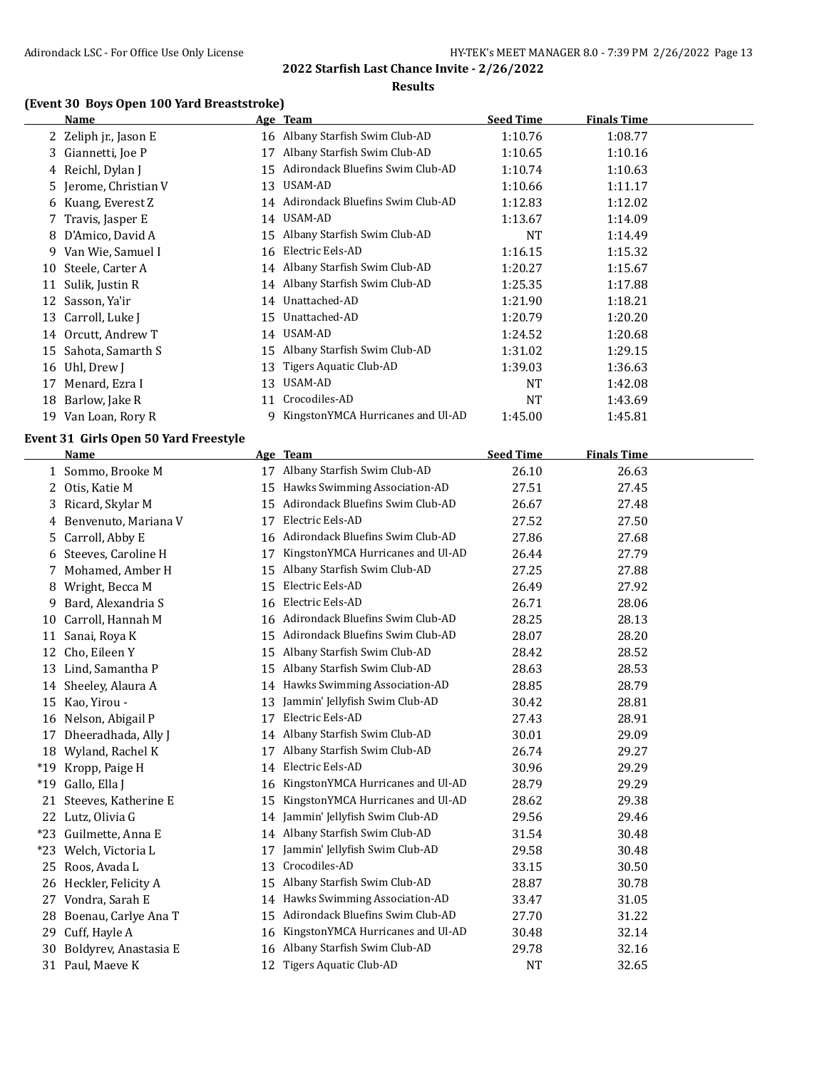# 2022 Starfish Last Chance Invite - 2/26/2022

## Results

### (Event 30 Boys Open 100 Yard Breaststroke)

| | Name | Age | Team | Seed Time | Finals Time |
|---|---|---|---|---|---|
| 2 | Zeliph jr., Jason E | 16 | Albany Starfish Swim Club-AD | 1:10.76 | 1:08.77 |
| 3 | Giannetti, Joe P | 17 | Albany Starfish Swim Club-AD | 1:10.65 | 1:10.16 |
| 4 | Reichl, Dylan J | 15 | Adirondack Bluefins Swim Club-AD | 1:10.74 | 1:10.63 |
| 5 | Jerome, Christian V | 13 | USAM-AD | 1:10.66 | 1:11.17 |
| 6 | Kuang, Everest Z | 14 | Adirondack Bluefins Swim Club-AD | 1:12.83 | 1:12.02 |
| 7 | Travis, Jasper E | 14 | USAM-AD | 1:13.67 | 1:14.09 |
| 8 | D'Amico, David A | 15 | Albany Starfish Swim Club-AD | NT | 1:14.49 |
| 9 | Van Wie, Samuel I | 16 | Electric Eels-AD | 1:16.15 | 1:15.32 |
| 10 | Steele, Carter A | 14 | Albany Starfish Swim Club-AD | 1:20.27 | 1:15.67 |
| 11 | Sulik, Justin R | 14 | Albany Starfish Swim Club-AD | 1:25.35 | 1:17.88 |
| 12 | Sasson, Ya'ir | 14 | Unattached-AD | 1:21.90 | 1:18.21 |
| 13 | Carroll, Luke J | 15 | Unattached-AD | 1:20.79 | 1:20.20 |
| 14 | Orcutt, Andrew T | 14 | USAM-AD | 1:24.52 | 1:20.68 |
| 15 | Sahota, Samarth S | 15 | Albany Starfish Swim Club-AD | 1:31.02 | 1:29.15 |
| 16 | Uhl, Drew J | 13 | Tigers Aquatic Club-AD | 1:39.03 | 1:36.63 |
| 17 | Menard, Ezra I | 13 | USAM-AD | NT | 1:42.08 |
| 18 | Barlow, Jake R | 11 | Crocodiles-AD | NT | 1:43.69 |
| 19 | Van Loan, Rory R | 9 | KingstonYMCA Hurricanes and Ul-AD | 1:45.00 | 1:45.81 |

### Event 31 Girls Open 50 Yard Freestyle

| | Name | Age | Team | Seed Time | Finals Time |
|---|---|---|---|---|---|
| 1 | Sommo, Brooke M | 17 | Albany Starfish Swim Club-AD | 26.10 | 26.63 |
| 2 | Otis, Katie M | 15 | Hawks Swimming Association-AD | 27.51 | 27.45 |
| 3 | Ricard, Skylar M | 15 | Adirondack Bluefins Swim Club-AD | 26.67 | 27.48 |
| 4 | Benvenuto, Mariana V | 17 | Electric Eels-AD | 27.52 | 27.50 |
| 5 | Carroll, Abby E | 16 | Adirondack Bluefins Swim Club-AD | 27.86 | 27.68 |
| 6 | Steeves, Caroline H | 17 | KingstonYMCA Hurricanes and Ul-AD | 26.44 | 27.79 |
| 7 | Mohamed, Amber H | 15 | Albany Starfish Swim Club-AD | 27.25 | 27.88 |
| 8 | Wright, Becca M | 15 | Electric Eels-AD | 26.49 | 27.92 |
| 9 | Bard, Alexandria S | 16 | Electric Eels-AD | 26.71 | 28.06 |
| 10 | Carroll, Hannah M | 16 | Adirondack Bluefins Swim Club-AD | 28.25 | 28.13 |
| 11 | Sanai, Roya K | 15 | Adirondack Bluefins Swim Club-AD | 28.07 | 28.20 |
| 12 | Cho, Eileen Y | 15 | Albany Starfish Swim Club-AD | 28.42 | 28.52 |
| 13 | Lind, Samantha P | 15 | Albany Starfish Swim Club-AD | 28.63 | 28.53 |
| 14 | Sheeley, Alaura A | 14 | Hawks Swimming Association-AD | 28.85 | 28.79 |
| 15 | Kao, Yirou - | 13 | Jammin' Jellyfish Swim Club-AD | 30.42 | 28.81 |
| 16 | Nelson, Abigail P | 17 | Electric Eels-AD | 27.43 | 28.91 |
| 17 | Dheeradhada, Ally J | 14 | Albany Starfish Swim Club-AD | 30.01 | 29.09 |
| 18 | Wyland, Rachel K | 17 | Albany Starfish Swim Club-AD | 26.74 | 29.27 |
| *19 | Kropp, Paige H | 14 | Electric Eels-AD | 30.96 | 29.29 |
| *19 | Gallo, Ella J | 16 | KingstonYMCA Hurricanes and Ul-AD | 28.79 | 29.29 |
| 21 | Steeves, Katherine E | 15 | KingstonYMCA Hurricanes and Ul-AD | 28.62 | 29.38 |
| 22 | Lutz, Olivia G | 14 | Jammin' Jellyfish Swim Club-AD | 29.56 | 29.46 |
| *23 | Guilmette, Anna E | 14 | Albany Starfish Swim Club-AD | 31.54 | 30.48 |
| *23 | Welch, Victoria L | 17 | Jammin' Jellyfish Swim Club-AD | 29.58 | 30.48 |
| 25 | Roos, Avada L | 13 | Crocodiles-AD | 33.15 | 30.50 |
| 26 | Heckler, Felicity A | 15 | Albany Starfish Swim Club-AD | 28.87 | 30.78 |
| 27 | Vondra, Sarah E | 14 | Hawks Swimming Association-AD | 33.47 | 31.05 |
| 28 | Boenau, Carlye Ana T | 15 | Adirondack Bluefins Swim Club-AD | 27.70 | 31.22 |
| 29 | Cuff, Hayle A | 16 | KingstonYMCA Hurricanes and Ul-AD | 30.48 | 32.14 |
| 30 | Boldyrev, Anastasia E | 16 | Albany Starfish Swim Club-AD | 29.78 | 32.16 |
| 31 | Paul, Maeve K | 12 | Tigers Aquatic Club-AD | NT | 32.65 |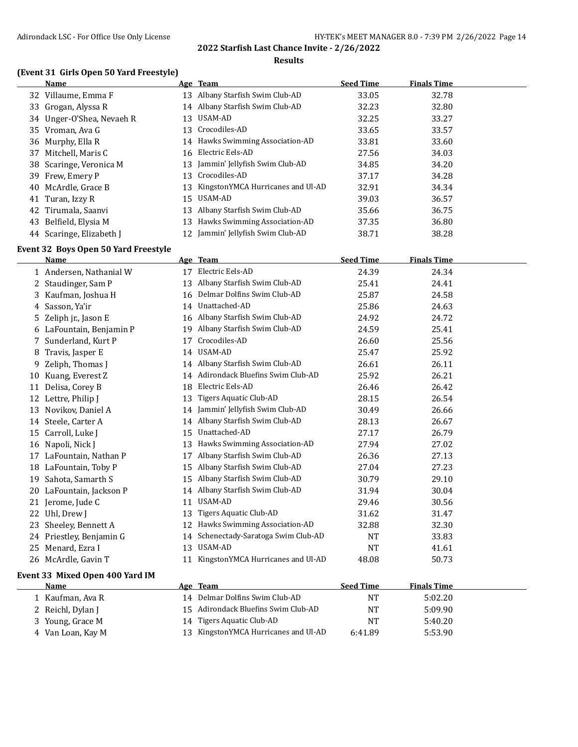**2022 Starfish Last Chance Invite - 2/26/2022**

**Results**

### (Event 31 Girls Open 50 Yard Freestyle)

| | Name | Age | Team | Seed Time | Finals Time |
|---|---|---|---|---|---|
| 32 | Villaume, Emma F | 13 | Albany Starfish Swim Club-AD | 33.05 | 32.78 |
| 33 | Grogan, Alyssa R | 14 | Albany Starfish Swim Club-AD | 32.23 | 32.80 |
| 34 | Unger-O'Shea, Nevaeh R | 13 | USAM-AD | 32.25 | 33.27 |
| 35 | Vroman, Ava G | 13 | Crocodiles-AD | 33.65 | 33.57 |
| 36 | Murphy, Ella R | 14 | Hawks Swimming Association-AD | 33.81 | 33.60 |
| 37 | Mitchell, Maris C | 16 | Electric Eels-AD | 27.56 | 34.03 |
| 38 | Scaringe, Veronica M | 13 | Jammin' Jellyfish Swim Club-AD | 34.85 | 34.20 |
| 39 | Frew, Emery P | 13 | Crocodiles-AD | 37.17 | 34.28 |
| 40 | McArdle, Grace B | 13 | KingstonYMCA Hurricanes and Ul-AD | 32.91 | 34.34 |
| 41 | Turan, Izzy R | 15 | USAM-AD | 39.03 | 36.57 |
| 42 | Tirumala, Saanvi | 13 | Albany Starfish Swim Club-AD | 35.66 | 36.75 |
| 43 | Belfield, Elysia M | 13 | Hawks Swimming Association-AD | 37.35 | 36.80 |
| 44 | Scaringe, Elizabeth J | 12 | Jammin' Jellyfish Swim Club-AD | 38.71 | 38.28 |

### Event 32 Boys Open 50 Yard Freestyle

| | Name | Age | Team | Seed Time | Finals Time |
|---|---|---|---|---|---|
| 1 | Andersen, Nathanial W | 17 | Electric Eels-AD | 24.39 | 24.34 |
| 2 | Staudinger, Sam P | 13 | Albany Starfish Swim Club-AD | 25.41 | 24.41 |
| 3 | Kaufman, Joshua H | 16 | Delmar Dolfins Swim Club-AD | 25.87 | 24.58 |
| 4 | Sasson, Ya'ir | 14 | Unattached-AD | 25.86 | 24.63 |
| 5 | Zeliph jr., Jason E | 16 | Albany Starfish Swim Club-AD | 24.92 | 24.72 |
| 6 | LaFountain, Benjamin P | 19 | Albany Starfish Swim Club-AD | 24.59 | 25.41 |
| 7 | Sunderland, Kurt P | 17 | Crocodiles-AD | 26.60 | 25.56 |
| 8 | Travis, Jasper E | 14 | USAM-AD | 25.47 | 25.92 |
| 9 | Zeliph, Thomas J | 14 | Albany Starfish Swim Club-AD | 26.61 | 26.11 |
| 10 | Kuang, Everest Z | 14 | Adirondack Bluefins Swim Club-AD | 25.92 | 26.21 |
| 11 | Delisa, Corey B | 18 | Electric Eels-AD | 26.46 | 26.42 |
| 12 | Lettre, Philip J | 13 | Tigers Aquatic Club-AD | 28.15 | 26.54 |
| 13 | Novikov, Daniel A | 14 | Jammin' Jellyfish Swim Club-AD | 30.49 | 26.66 |
| 14 | Steele, Carter A | 14 | Albany Starfish Swim Club-AD | 28.13 | 26.67 |
| 15 | Carroll, Luke J | 15 | Unattached-AD | 27.17 | 26.79 |
| 16 | Napoli, Nick J | 13 | Hawks Swimming Association-AD | 27.94 | 27.02 |
| 17 | LaFountain, Nathan P | 17 | Albany Starfish Swim Club-AD | 26.36 | 27.13 |
| 18 | LaFountain, Toby P | 15 | Albany Starfish Swim Club-AD | 27.04 | 27.23 |
| 19 | Sahota, Samarth S | 15 | Albany Starfish Swim Club-AD | 30.79 | 29.10 |
| 20 | LaFountain, Jackson P | 14 | Albany Starfish Swim Club-AD | 31.94 | 30.04 |
| 21 | Jerome, Jude C | 11 | USAM-AD | 29.46 | 30.56 |
| 22 | Uhl, Drew J | 13 | Tigers Aquatic Club-AD | 31.62 | 31.47 |
| 23 | Sheeley, Bennett A | 12 | Hawks Swimming Association-AD | 32.88 | 32.30 |
| 24 | Priestley, Benjamin G | 14 | Schenectady-Saratoga Swim Club-AD | NT | 33.83 |
| 25 | Menard, Ezra I | 13 | USAM-AD | NT | 41.61 |
| 26 | McArdle, Gavin T | 11 | KingstonYMCA Hurricanes and Ul-AD | 48.08 | 50.73 |

### Event 33 Mixed Open 400 Yard IM

| | Name | Age | Team | Seed Time | Finals Time |
|---|---|---|---|---|---|
| 1 | Kaufman, Ava R | 14 | Delmar Dolfins Swim Club-AD | NT | 5:02.20 |
| 2 | Reichl, Dylan J | 15 | Adirondack Bluefins Swim Club-AD | NT | 5:09.90 |
| 3 | Young, Grace M | 14 | Tigers Aquatic Club-AD | NT | 5:40.20 |
| 4 | Van Loan, Kay M | 13 | KingstonYMCA Hurricanes and Ul-AD | 6:41.89 | 5:53.90 |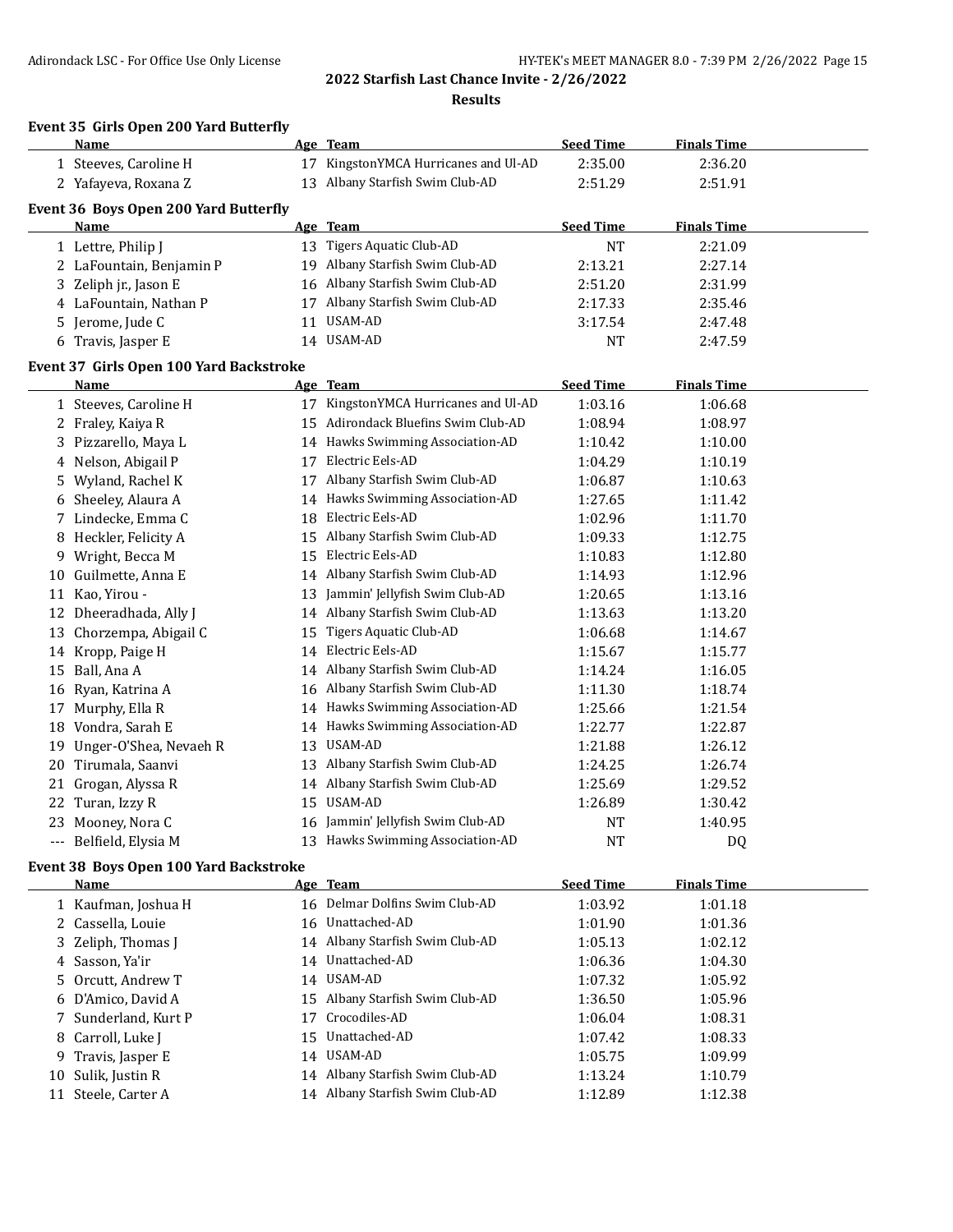# 2022 Starfish Last Chance Invite - 2/26/2022

## Results

### Event 35 Girls Open 200 Yard Butterfly

| | Name | Age | Team | Seed Time | Finals Time |
|---|---|---|---|---|---|
| 1 | Steeves, Caroline H | 17 | KingstonYMCA Hurricanes and Ul-AD | 2:35.00 | 2:36.20 |
| 2 | Yafayeva, Roxana Z | 13 | Albany Starfish Swim Club-AD | 2:51.29 | 2:51.91 |

### Event 36 Boys Open 200 Yard Butterfly

| | Name | Age | Team | Seed Time | Finals Time |
|---|---|---|---|---|---|
| 1 | Lettre, Philip J | 13 | Tigers Aquatic Club-AD | NT | 2:21.09 |
| 2 | LaFountain, Benjamin P | 19 | Albany Starfish Swim Club-AD | 2:13.21 | 2:27.14 |
| 3 | Zeliph jr., Jason E | 16 | Albany Starfish Swim Club-AD | 2:51.20 | 2:31.99 |
| 4 | LaFountain, Nathan P | 17 | Albany Starfish Swim Club-AD | 2:17.33 | 2:35.46 |
| 5 | Jerome, Jude C | 11 | USAM-AD | 3:17.54 | 2:47.48 |
| 6 | Travis, Jasper E | 14 | USAM-AD | NT | 2:47.59 |

### Event 37 Girls Open 100 Yard Backstroke

| | Name | Age | Team | Seed Time | Finals Time |
|---|---|---|---|---|---|
| 1 | Steeves, Caroline H | 17 | KingstonYMCA Hurricanes and Ul-AD | 1:03.16 | 1:06.68 |
| 2 | Fraley, Kaiya R | 15 | Adirondack Bluefins Swim Club-AD | 1:08.94 | 1:08.97 |
| 3 | Pizzarello, Maya L | 14 | Hawks Swimming Association-AD | 1:10.42 | 1:10.00 |
| 4 | Nelson, Abigail P | 17 | Electric Eels-AD | 1:04.29 | 1:10.19 |
| 5 | Wyland, Rachel K | 17 | Albany Starfish Swim Club-AD | 1:06.87 | 1:10.63 |
| 6 | Sheeley, Alaura A | 14 | Hawks Swimming Association-AD | 1:27.65 | 1:11.42 |
| 7 | Lindecke, Emma C | 18 | Electric Eels-AD | 1:02.96 | 1:11.70 |
| 8 | Heckler, Felicity A | 15 | Albany Starfish Swim Club-AD | 1:09.33 | 1:12.75 |
| 9 | Wright, Becca M | 15 | Electric Eels-AD | 1:10.83 | 1:12.80 |
| 10 | Guilmette, Anna E | 14 | Albany Starfish Swim Club-AD | 1:14.93 | 1:12.96 |
| 11 | Kao, Yirou - | 13 | Jammin' Jellyfish Swim Club-AD | 1:20.65 | 1:13.16 |
| 12 | Dheeradhada, Ally J | 14 | Albany Starfish Swim Club-AD | 1:13.63 | 1:13.20 |
| 13 | Chorzempa, Abigail C | 15 | Tigers Aquatic Club-AD | 1:06.68 | 1:14.67 |
| 14 | Kropp, Paige H | 14 | Electric Eels-AD | 1:15.67 | 1:15.77 |
| 15 | Ball, Ana A | 14 | Albany Starfish Swim Club-AD | 1:14.24 | 1:16.05 |
| 16 | Ryan, Katrina A | 16 | Albany Starfish Swim Club-AD | 1:11.30 | 1:18.74 |
| 17 | Murphy, Ella R | 14 | Hawks Swimming Association-AD | 1:25.66 | 1:21.54 |
| 18 | Vondra, Sarah E | 14 | Hawks Swimming Association-AD | 1:22.77 | 1:22.87 |
| 19 | Unger-O'Shea, Nevaeh R | 13 | USAM-AD | 1:21.88 | 1:26.12 |
| 20 | Tirumala, Saanvi | 13 | Albany Starfish Swim Club-AD | 1:24.25 | 1:26.74 |
| 21 | Grogan, Alyssa R | 14 | Albany Starfish Swim Club-AD | 1:25.69 | 1:29.52 |
| 22 | Turan, Izzy R | 15 | USAM-AD | 1:26.89 | 1:30.42 |
| 23 | Mooney, Nora C | 16 | Jammin' Jellyfish Swim Club-AD | NT | 1:40.95 |
| --- | Belfield, Elysia M | 13 | Hawks Swimming Association-AD | NT | DQ |

### Event 38 Boys Open 100 Yard Backstroke

| | Name | Age | Team | Seed Time | Finals Time |
|---|---|---|---|---|---|
| 1 | Kaufman, Joshua H | 16 | Delmar Dolfins Swim Club-AD | 1:03.92 | 1:01.18 |
| 2 | Cassella, Louie | 16 | Unattached-AD | 1:01.90 | 1:01.36 |
| 3 | Zeliph, Thomas J | 14 | Albany Starfish Swim Club-AD | 1:05.13 | 1:02.12 |
| 4 | Sasson, Ya'ir | 14 | Unattached-AD | 1:06.36 | 1:04.30 |
| 5 | Orcutt, Andrew T | 14 | USAM-AD | 1:07.32 | 1:05.92 |
| 6 | D'Amico, David A | 15 | Albany Starfish Swim Club-AD | 1:36.50 | 1:05.96 |
| 7 | Sunderland, Kurt P | 17 | Crocodiles-AD | 1:06.04 | 1:08.31 |
| 8 | Carroll, Luke J | 15 | Unattached-AD | 1:07.42 | 1:08.33 |
| 9 | Travis, Jasper E | 14 | USAM-AD | 1:05.75 | 1:09.99 |
| 10 | Sulik, Justin R | 14 | Albany Starfish Swim Club-AD | 1:13.24 | 1:10.79 |
| 11 | Steele, Carter A | 14 | Albany Starfish Swim Club-AD | 1:12.89 | 1:12.38 |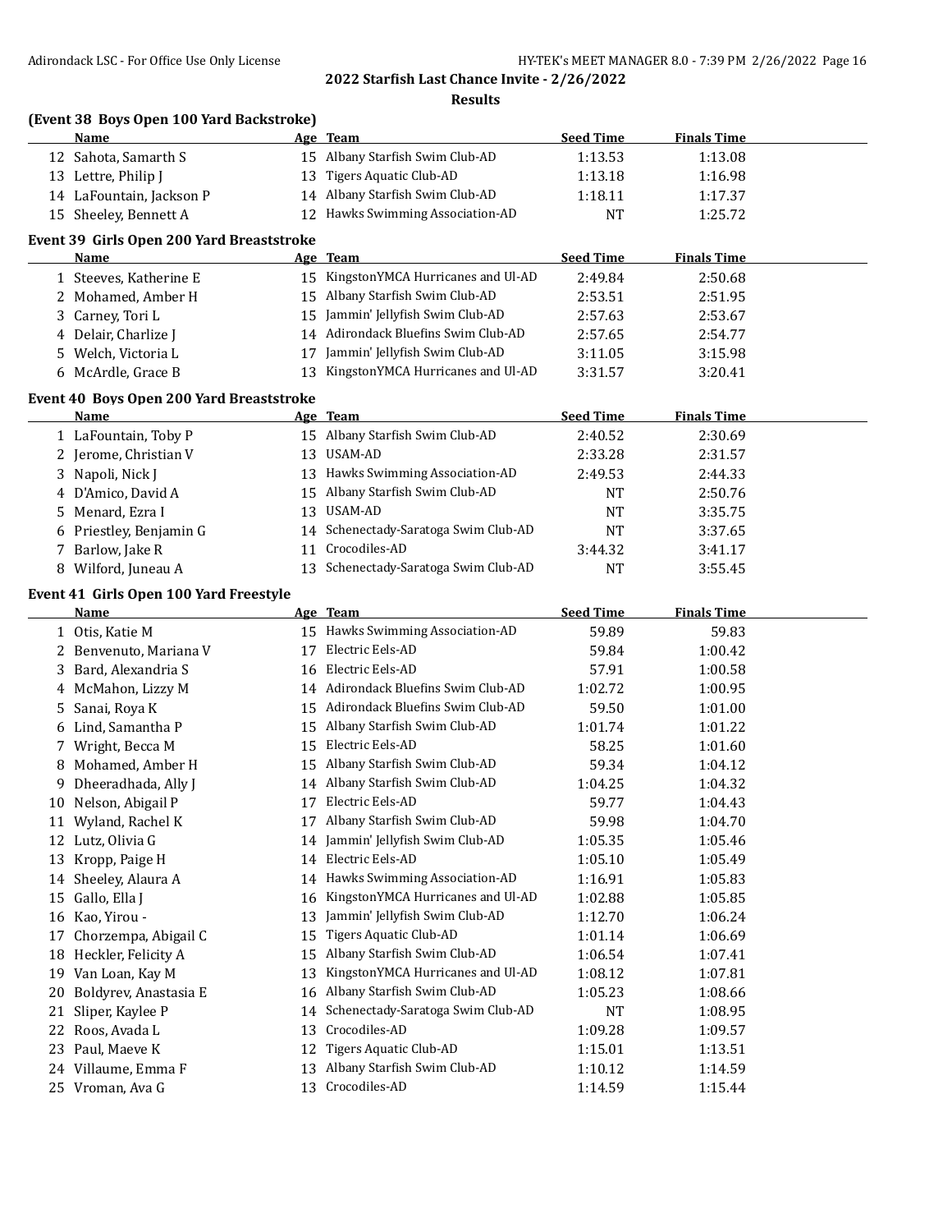## 2022 Starfish Last Chance Invite - 2/26/2022

### Results

**(Event 38 Boys Open 100 Yard Backstroke)**

| | Name | Age | Team | Seed Time | Finals Time |
|---|---|---|---|---|---|
| 12 | Sahota, Samarth S | 15 | Albany Starfish Swim Club-AD | 1:13.53 | 1:13.08 |
| 13 | Lettre, Philip J | 13 | Tigers Aquatic Club-AD | 1:13.18 | 1:16.98 |
| 14 | LaFountain, Jackson P | 14 | Albany Starfish Swim Club-AD | 1:18.11 | 1:17.37 |
| 15 | Sheeley, Bennett A | 12 | Hawks Swimming Association-AD | NT | 1:25.72 |

**Event 39 Girls Open 200 Yard Breaststroke**

| | Name | Age | Team | Seed Time | Finals Time |
|---|---|---|---|---|---|
| 1 | Steeves, Katherine E | 15 | KingstonYMCA Hurricanes and Ul-AD | 2:49.84 | 2:50.68 |
| 2 | Mohamed, Amber H | 15 | Albany Starfish Swim Club-AD | 2:53.51 | 2:51.95 |
| 3 | Carney, Tori L | 15 | Jammin' Jellyfish Swim Club-AD | 2:57.63 | 2:53.67 |
| 4 | Delair, Charlize J | 14 | Adirondack Bluefins Swim Club-AD | 2:57.65 | 2:54.77 |
| 5 | Welch, Victoria L | 17 | Jammin' Jellyfish Swim Club-AD | 3:11.05 | 3:15.98 |
| 6 | McArdle, Grace B | 13 | KingstonYMCA Hurricanes and Ul-AD | 3:31.57 | 3:20.41 |

**Event 40 Boys Open 200 Yard Breaststroke**

| | Name | Age | Team | Seed Time | Finals Time |
|---|---|---|---|---|---|
| 1 | LaFountain, Toby P | 15 | Albany Starfish Swim Club-AD | 2:40.52 | 2:30.69 |
| 2 | Jerome, Christian V | 13 | USAM-AD | 2:33.28 | 2:31.57 |
| 3 | Napoli, Nick J | 13 | Hawks Swimming Association-AD | 2:49.53 | 2:44.33 |
| 4 | D'Amico, David A | 15 | Albany Starfish Swim Club-AD | NT | 2:50.76 |
| 5 | Menard, Ezra I | 13 | USAM-AD | NT | 3:35.75 |
| 6 | Priestley, Benjamin G | 14 | Schenectady-Saratoga Swim Club-AD | NT | 3:37.65 |
| 7 | Barlow, Jake R | 11 | Crocodiles-AD | 3:44.32 | 3:41.17 |
| 8 | Wilford, Juneau A | 13 | Schenectady-Saratoga Swim Club-AD | NT | 3:55.45 |

**Event 41 Girls Open 100 Yard Freestyle**

| | Name | Age | Team | Seed Time | Finals Time |
|---|---|---|---|---|---|
| 1 | Otis, Katie M | 15 | Hawks Swimming Association-AD | 59.89 | 59.83 |
| 2 | Benvenuto, Mariana V | 17 | Electric Eels-AD | 59.84 | 1:00.42 |
| 3 | Bard, Alexandria S | 16 | Electric Eels-AD | 57.91 | 1:00.58 |
| 4 | McMahon, Lizzy M | 14 | Adirondack Bluefins Swim Club-AD | 1:02.72 | 1:00.95 |
| 5 | Sanai, Roya K | 15 | Adirondack Bluefins Swim Club-AD | 59.50 | 1:01.00 |
| 6 | Lind, Samantha P | 15 | Albany Starfish Swim Club-AD | 1:01.74 | 1:01.22 |
| 7 | Wright, Becca M | 15 | Electric Eels-AD | 58.25 | 1:01.60 |
| 8 | Mohamed, Amber H | 15 | Albany Starfish Swim Club-AD | 59.34 | 1:04.12 |
| 9 | Dheeradhada, Ally J | 14 | Albany Starfish Swim Club-AD | 1:04.25 | 1:04.32 |
| 10 | Nelson, Abigail P | 17 | Electric Eels-AD | 59.77 | 1:04.43 |
| 11 | Wyland, Rachel K | 17 | Albany Starfish Swim Club-AD | 59.98 | 1:04.70 |
| 12 | Lutz, Olivia G | 14 | Jammin' Jellyfish Swim Club-AD | 1:05.35 | 1:05.46 |
| 13 | Kropp, Paige H | 14 | Electric Eels-AD | 1:05.10 | 1:05.49 |
| 14 | Sheeley, Alaura A | 14 | Hawks Swimming Association-AD | 1:16.91 | 1:05.83 |
| 15 | Gallo, Ella J | 16 | KingstonYMCA Hurricanes and Ul-AD | 1:02.88 | 1:05.85 |
| 16 | Kao, Yirou - | 13 | Jammin' Jellyfish Swim Club-AD | 1:12.70 | 1:06.24 |
| 17 | Chorzempa, Abigail C | 15 | Tigers Aquatic Club-AD | 1:01.14 | 1:06.69 |
| 18 | Heckler, Felicity A | 15 | Albany Starfish Swim Club-AD | 1:06.54 | 1:07.41 |
| 19 | Van Loan, Kay M | 13 | KingstonYMCA Hurricanes and Ul-AD | 1:08.12 | 1:07.81 |
| 20 | Boldyrev, Anastasia E | 16 | Albany Starfish Swim Club-AD | 1:05.23 | 1:08.66 |
| 21 | Sliper, Kaylee P | 14 | Schenectady-Saratoga Swim Club-AD | NT | 1:08.95 |
| 22 | Roos, Avada L | 13 | Crocodiles-AD | 1:09.28 | 1:09.57 |
| 23 | Paul, Maeve K | 12 | Tigers Aquatic Club-AD | 1:15.01 | 1:13.51 |
| 24 | Villaume, Emma F | 13 | Albany Starfish Swim Club-AD | 1:10.12 | 1:14.59 |
| 25 | Vroman, Ava G | 13 | Crocodiles-AD | 1:14.59 | 1:15.44 |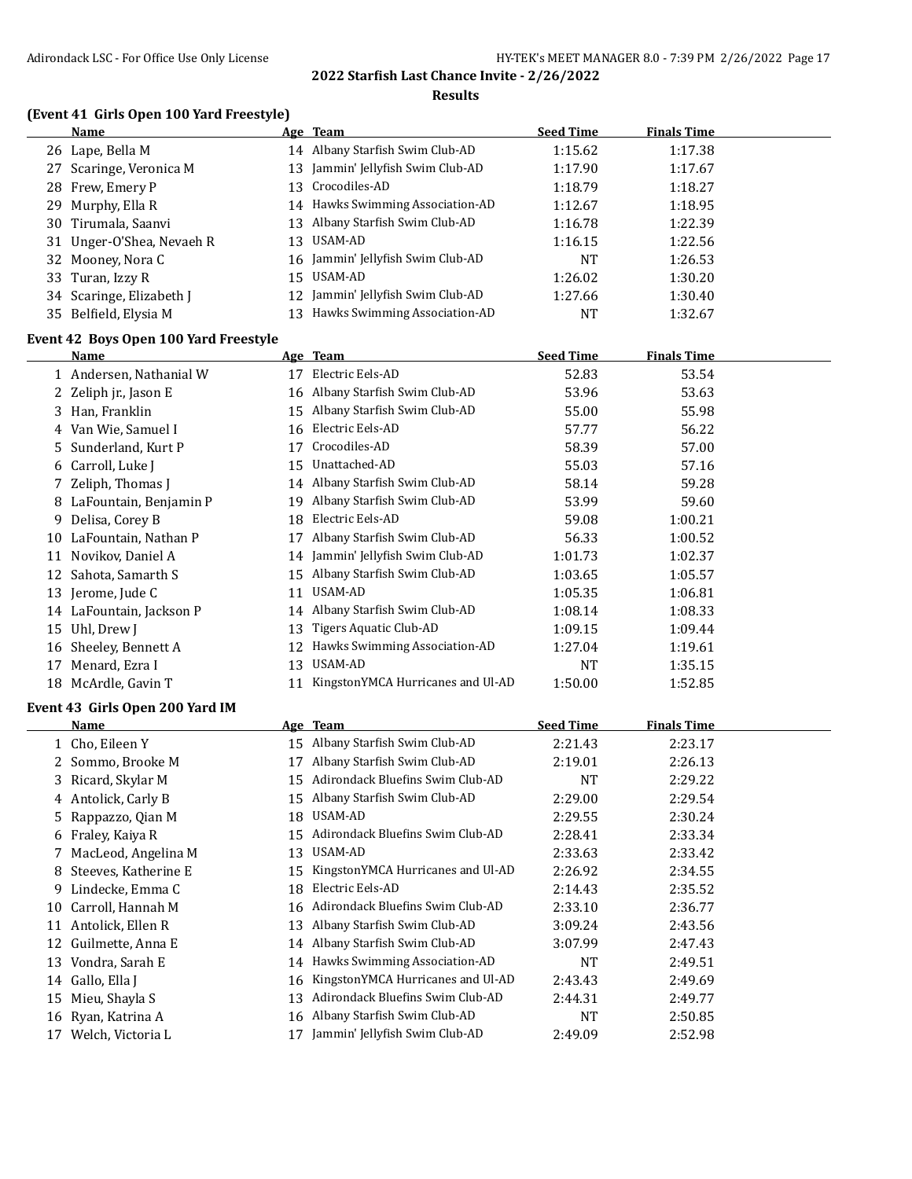## 2022 Starfish Last Chance Invite - 2/26/2022

### Results

### (Event 41 Girls Open 100 Yard Freestyle)

| | Name | Age | Team | Seed Time | Finals Time |
|---|---|---|---|---|---|
| 26 | Lape, Bella M | 14 | Albany Starfish Swim Club-AD | 1:15.62 | 1:17.38 |
| 27 | Scaringe, Veronica M | 13 | Jammin' Jellyfish Swim Club-AD | 1:17.90 | 1:17.67 |
| 28 | Frew, Emery P | 13 | Crocodiles-AD | 1:18.79 | 1:18.27 |
| 29 | Murphy, Ella R | 14 | Hawks Swimming Association-AD | 1:12.67 | 1:18.95 |
| 30 | Tirumala, Saanvi | 13 | Albany Starfish Swim Club-AD | 1:16.78 | 1:22.39 |
| 31 | Unger-O'Shea, Nevaeh R | 13 | USAM-AD | 1:16.15 | 1:22.56 |
| 32 | Mooney, Nora C | 16 | Jammin' Jellyfish Swim Club-AD | NT | 1:26.53 |
| 33 | Turan, Izzy R | 15 | USAM-AD | 1:26.02 | 1:30.20 |
| 34 | Scaringe, Elizabeth J | 12 | Jammin' Jellyfish Swim Club-AD | 1:27.66 | 1:30.40 |
| 35 | Belfield, Elysia M | 13 | Hawks Swimming Association-AD | NT | 1:32.67 |

### Event 42 Boys Open 100 Yard Freestyle

| | Name | Age | Team | Seed Time | Finals Time |
|---|---|---|---|---|---|
| 1 | Andersen, Nathanial W | 17 | Electric Eels-AD | 52.83 | 53.54 |
| 2 | Zeliph jr., Jason E | 16 | Albany Starfish Swim Club-AD | 53.96 | 53.63 |
| 3 | Han, Franklin | 15 | Albany Starfish Swim Club-AD | 55.00 | 55.98 |
| 4 | Van Wie, Samuel I | 16 | Electric Eels-AD | 57.77 | 56.22 |
| 5 | Sunderland, Kurt P | 17 | Crocodiles-AD | 58.39 | 57.00 |
| 6 | Carroll, Luke J | 15 | Unattached-AD | 55.03 | 57.16 |
| 7 | Zeliph, Thomas J | 14 | Albany Starfish Swim Club-AD | 58.14 | 59.28 |
| 8 | LaFountain, Benjamin P | 19 | Albany Starfish Swim Club-AD | 53.99 | 59.60 |
| 9 | Delisa, Corey B | 18 | Electric Eels-AD | 59.08 | 1:00.21 |
| 10 | LaFountain, Nathan P | 17 | Albany Starfish Swim Club-AD | 56.33 | 1:00.52 |
| 11 | Novikov, Daniel A | 14 | Jammin' Jellyfish Swim Club-AD | 1:01.73 | 1:02.37 |
| 12 | Sahota, Samarth S | 15 | Albany Starfish Swim Club-AD | 1:03.65 | 1:05.57 |
| 13 | Jerome, Jude C | 11 | USAM-AD | 1:05.35 | 1:06.81 |
| 14 | LaFountain, Jackson P | 14 | Albany Starfish Swim Club-AD | 1:08.14 | 1:08.33 |
| 15 | Uhl, Drew J | 13 | Tigers Aquatic Club-AD | 1:09.15 | 1:09.44 |
| 16 | Sheeley, Bennett A | 12 | Hawks Swimming Association-AD | 1:27.04 | 1:19.61 |
| 17 | Menard, Ezra I | 13 | USAM-AD | NT | 1:35.15 |
| 18 | McArdle, Gavin T | 11 | KingstonYMCA Hurricanes and Ul-AD | 1:50.00 | 1:52.85 |

### Event 43 Girls Open 200 Yard IM

| | Name | Age | Team | Seed Time | Finals Time |
|---|---|---|---|---|---|
| 1 | Cho, Eileen Y | 15 | Albany Starfish Swim Club-AD | 2:21.43 | 2:23.17 |
| 2 | Sommo, Brooke M | 17 | Albany Starfish Swim Club-AD | 2:19.01 | 2:26.13 |
| 3 | Ricard, Skylar M | 15 | Adirondack Bluefins Swim Club-AD | NT | 2:29.22 |
| 4 | Antolick, Carly B | 15 | Albany Starfish Swim Club-AD | 2:29.00 | 2:29.54 |
| 5 | Rappazzo, Qian M | 18 | USAM-AD | 2:29.55 | 2:30.24 |
| 6 | Fraley, Kaiya R | 15 | Adirondack Bluefins Swim Club-AD | 2:28.41 | 2:33.34 |
| 7 | MacLeod, Angelina M | 13 | USAM-AD | 2:33.63 | 2:33.42 |
| 8 | Steeves, Katherine E | 15 | KingstonYMCA Hurricanes and Ul-AD | 2:26.92 | 2:34.55 |
| 9 | Lindecke, Emma C | 18 | Electric Eels-AD | 2:14.43 | 2:35.52 |
| 10 | Carroll, Hannah M | 16 | Adirondack Bluefins Swim Club-AD | 2:33.10 | 2:36.77 |
| 11 | Antolick, Ellen R | 13 | Albany Starfish Swim Club-AD | 3:09.24 | 2:43.56 |
| 12 | Guilmette, Anna E | 14 | Albany Starfish Swim Club-AD | 3:07.99 | 2:47.43 |
| 13 | Vondra, Sarah E | 14 | Hawks Swimming Association-AD | NT | 2:49.51 |
| 14 | Gallo, Ella J | 16 | KingstonYMCA Hurricanes and Ul-AD | 2:43.43 | 2:49.69 |
| 15 | Mieu, Shayla S | 13 | Adirondack Bluefins Swim Club-AD | 2:44.31 | 2:49.77 |
| 16 | Ryan, Katrina A | 16 | Albany Starfish Swim Club-AD | NT | 2:50.85 |
| 17 | Welch, Victoria L | 17 | Jammin' Jellyfish Swim Club-AD | 2:49.09 | 2:52.98 |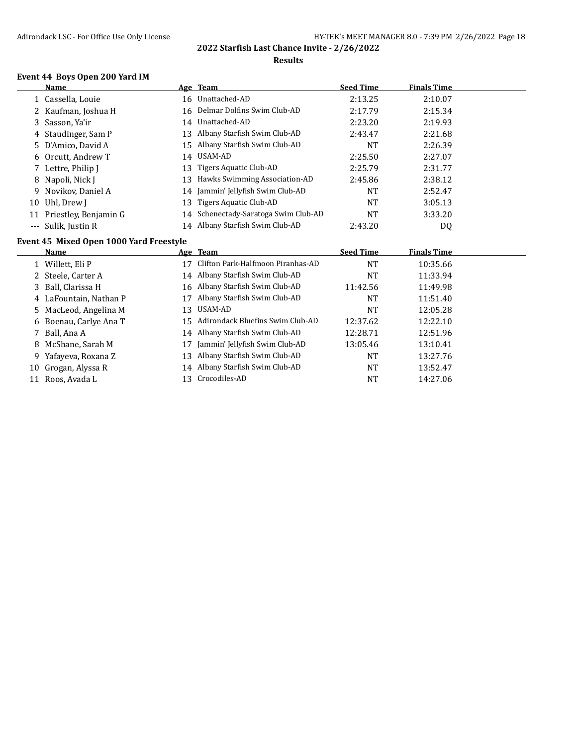**2022 Starfish Last Chance Invite - 2/26/2022**

**Results**

### Event 44 Boys Open 200 Yard IM

| | Name | Age | Team | Seed Time | Finals Time |
|---|---|---|---|---|---|
| 1 | Cassella, Louie | 16 | Unattached-AD | 2:13.25 | 2:10.07 |
| 2 | Kaufman, Joshua H | 16 | Delmar Dolfins Swim Club-AD | 2:17.79 | 2:15.34 |
| 3 | Sasson, Ya'ir | 14 | Unattached-AD | 2:23.20 | 2:19.93 |
| 4 | Staudinger, Sam P | 13 | Albany Starfish Swim Club-AD | 2:43.47 | 2:21.68 |
| 5 | D'Amico, David A | 15 | Albany Starfish Swim Club-AD | NT | 2:26.39 |
| 6 | Orcutt, Andrew T | 14 | USAM-AD | 2:25.50 | 2:27.07 |
| 7 | Lettre, Philip J | 13 | Tigers Aquatic Club-AD | 2:25.79 | 2:31.77 |
| 8 | Napoli, Nick J | 13 | Hawks Swimming Association-AD | 2:45.86 | 2:38.12 |
| 9 | Novikov, Daniel A | 14 | Jammin' Jellyfish Swim Club-AD | NT | 2:52.47 |
| 10 | Uhl, Drew J | 13 | Tigers Aquatic Club-AD | NT | 3:05.13 |
| 11 | Priestley, Benjamin G | 14 | Schenectady-Saratoga Swim Club-AD | NT | 3:33.20 |
| --- | Sulik, Justin R | 14 | Albany Starfish Swim Club-AD | 2:43.20 | DQ |

### Event 45 Mixed Open 1000 Yard Freestyle

| | Name | Age | Team | Seed Time | Finals Time |
|---|---|---|---|---|---|
| 1 | Willett, Eli P | 17 | Clifton Park-Halfmoon Piranhas-AD | NT | 10:35.66 |
| 2 | Steele, Carter A | 14 | Albany Starfish Swim Club-AD | NT | 11:33.94 |
| 3 | Ball, Clarissa H | 16 | Albany Starfish Swim Club-AD | 11:42.56 | 11:49.98 |
| 4 | LaFountain, Nathan P | 17 | Albany Starfish Swim Club-AD | NT | 11:51.40 |
| 5 | MacLeod, Angelina M | 13 | USAM-AD | NT | 12:05.28 |
| 6 | Boenau, Carlye Ana T | 15 | Adirondack Bluefins Swim Club-AD | 12:37.62 | 12:22.10 |
| 7 | Ball, Ana A | 14 | Albany Starfish Swim Club-AD | 12:28.71 | 12:51.96 |
| 8 | McShane, Sarah M | 17 | Jammin' Jellyfish Swim Club-AD | 13:05.46 | 13:10.41 |
| 9 | Yafayeva, Roxana Z | 13 | Albany Starfish Swim Club-AD | NT | 13:27.76 |
| 10 | Grogan, Alyssa R | 14 | Albany Starfish Swim Club-AD | NT | 13:52.47 |
| 11 | Roos, Avada L | 13 | Crocodiles-AD | NT | 14:27.06 |